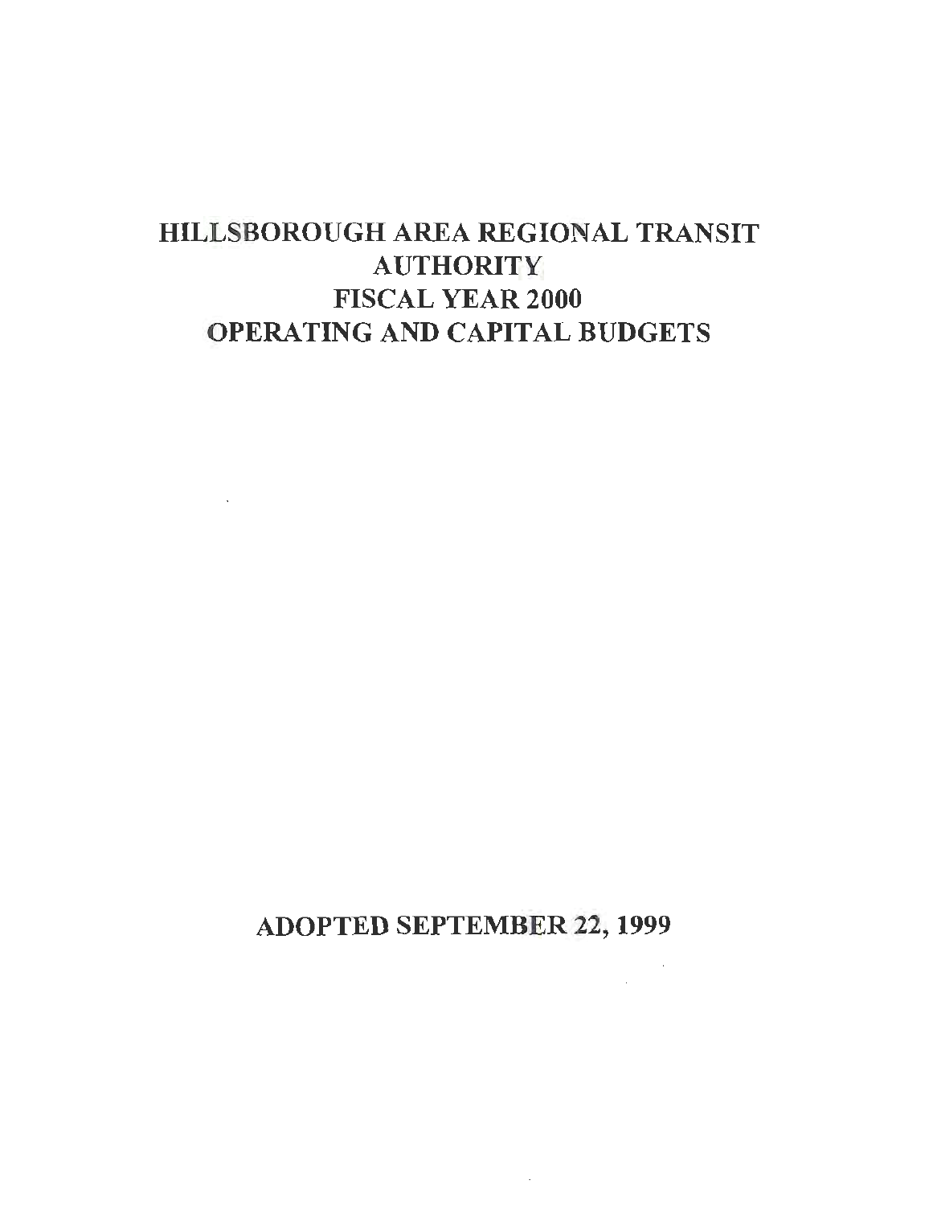# HILLSBOROUGH AREA REGIONAL TRANSIT AUTHORITY FISCAL YEAR 2000 OPERATING AND CAPITAL BUDGETS

**ADOPTED SEPTEMBER 22, 1999**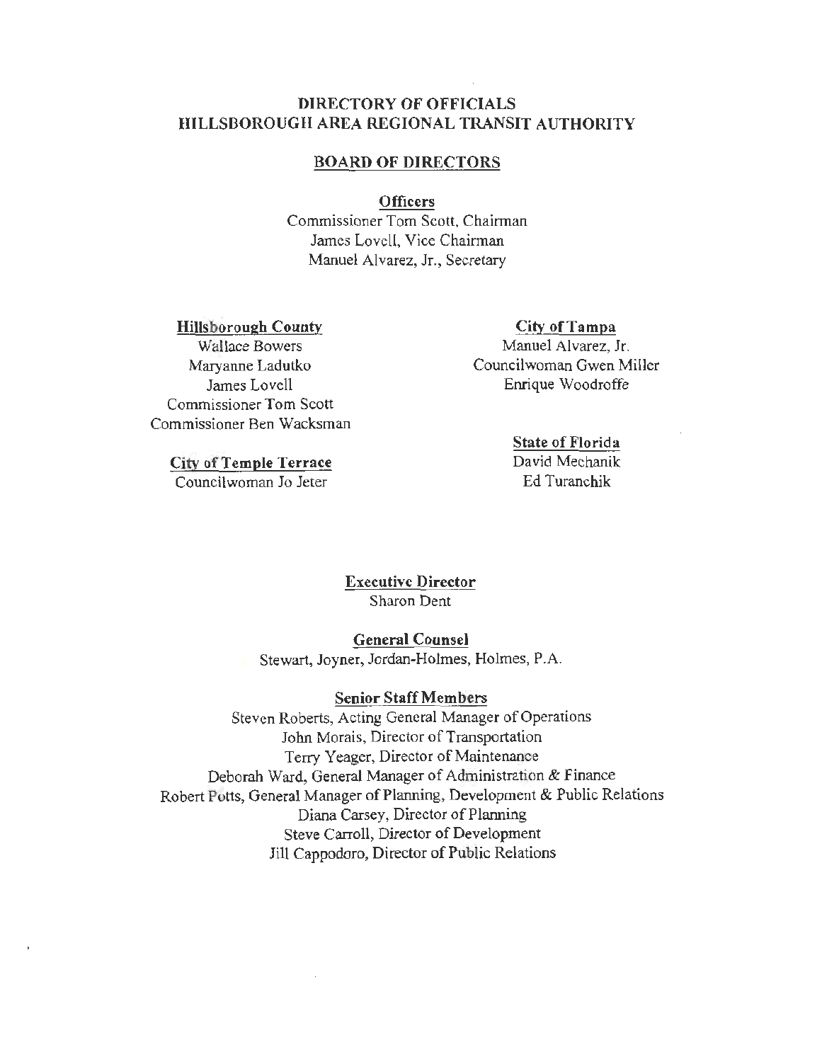# DIRECTORY OF OFFICIALS
# HILLSBOROUGH AREA REGIONAL TRANSIT AUTHORITY

## BOARD OF DIRECTORS

### Officers

Commissioner Tom Scott, Chairman
James Lovell, Vice Chairman
Manuel Alvarez, Jr., Secretary

### Hillsborough County

Wallace Bowers
Maryanne Ladutko
James Lovell
Commissioner Tom Scott
Commissioner Ben Wacksman

### City of Temple Terrace

Councilwoman Jo Jeter

### City of Tampa

Manuel Alvarez, Jr.
Councilwoman Gwen Miller
Enrique Woodroffe

### State of Florida

David Mechanik
Ed Turanchik

### Executive Director

Sharon Dent

### General Counsel

Stewart, Joyner, Jordan-Holmes, Holmes, P.A.

### Senior Staff Members

Steven Roberts, Acting General Manager of Operations
John Morais, Director of Transportation
Terry Yeager, Director of Maintenance
Deborah Ward, General Manager of Administration & Finance
Robert Potts, General Manager of Planning, Development & Public Relations
Diana Carsey, Director of Planning
Steve Carroll, Director of Development
Jill Cappodoro, Director of Public Relations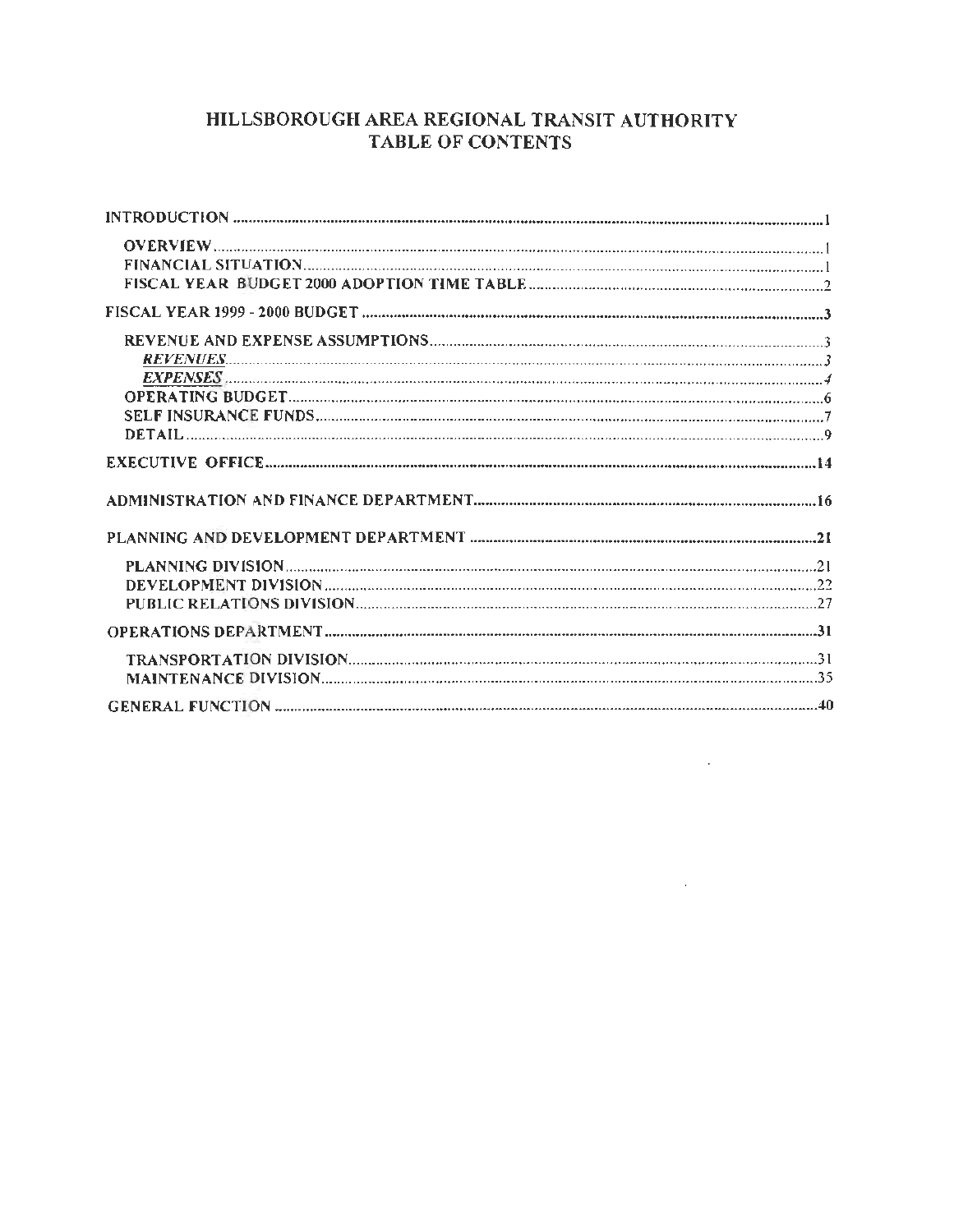# HILLSBOROUGH AREA REGIONAL TRANSIT AUTHORITY
## TABLE OF CONTENTS

INTRODUCTION ....................................................................................................1

- OVERVIEW ....................................................................................................1
- FINANCIAL SITUATION ....................................................................................................1
- FISCAL YEAR BUDGET 2000 ADOPTION TIME TABLE ....................................................................................................2

FISCAL YEAR 1999 - 2000 BUDGET ....................................................................................................3

- REVENUE AND EXPENSE ASSUMPTIONS ....................................................................................................3
  - ***REVENUES*** ....................................................................................................*3*
  - ***EXPENSES*** ....................................................................................................*4*
- OPERATING BUDGET ....................................................................................................6
- SELF INSURANCE FUNDS ....................................................................................................7
- DETAIL ....................................................................................................9

EXECUTIVE OFFICE ....................................................................................................14

ADMINISTRATION AND FINANCE DEPARTMENT ....................................................................................................16

PLANNING AND DEVELOPMENT DEPARTMENT ....................................................................................................21

- PLANNING DIVISION ....................................................................................................21
- DEVELOPMENT DIVISION ....................................................................................................22
- PUBLIC RELATIONS DIVISION ....................................................................................................27

OPERATIONS DEPARTMENT ....................................................................................................31

- TRANSPORTATION DIVISION ....................................................................................................31
- MAINTENANCE DIVISION ....................................................................................................35

GENERAL FUNCTION ....................................................................................................40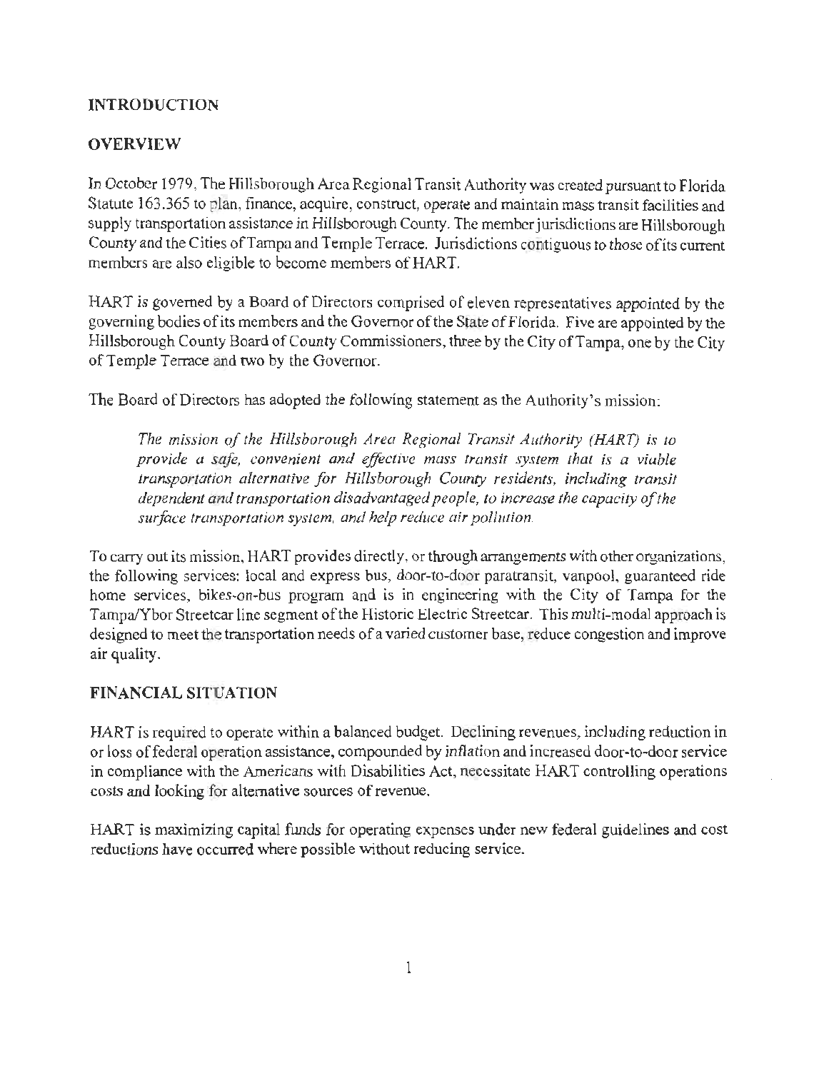# INTRODUCTION

## OVERVIEW

In October 1979, The Hillsborough Area Regional Transit Authority was created pursuant to Florida Statute 163.365 to plan, finance, acquire, construct, operate and maintain mass transit facilities and supply transportation assistance in Hillsborough County. The member jurisdictions are Hillsborough County and the Cities of Tampa and Temple Terrace. Jurisdictions contiguous to those of its current members are also eligible to become members of HART.

HART is governed by a Board of Directors comprised of eleven representatives appointed by the governing bodies of its members and the Governor of the State of Florida. Five are appointed by the Hillsborough County Board of County Commissioners, three by the City of Tampa, one by the City of Temple Terrace and two by the Governor.

The Board of Directors has adopted the following statement as the Authority's mission:

> *The mission of the Hillsborough Area Regional Transit Authority (HART) is to provide a safe, convenient and effective mass transit system that is a viable transportation alternative for Hillsborough County residents, including transit dependent and transportation disadvantaged people, to increase the capacity of the surface transportation system, and help reduce air pollution.*

To carry out its mission, HART provides directly, or through arrangements with other organizations, the following services: local and express bus, door-to-door paratransit, vanpool, guaranteed ride home services, bikes-on-bus program and is in engineering with the City of Tampa for the Tampa/Ybor Streetcar line segment of the Historic Electric Streetcar. This multi-modal approach is designed to meet the transportation needs of a varied customer base, reduce congestion and improve air quality.

## FINANCIAL SITUATION

HART is required to operate within a balanced budget. Declining revenues, including reduction in or loss of federal operation assistance, compounded by inflation and increased door-to-door service in compliance with the Americans with Disabilities Act, necessitate HART controlling operations costs and looking for alternative sources of revenue.

HART is maximizing capital funds for operating expenses under new federal guidelines and cost reductions have occurred where possible without reducing service.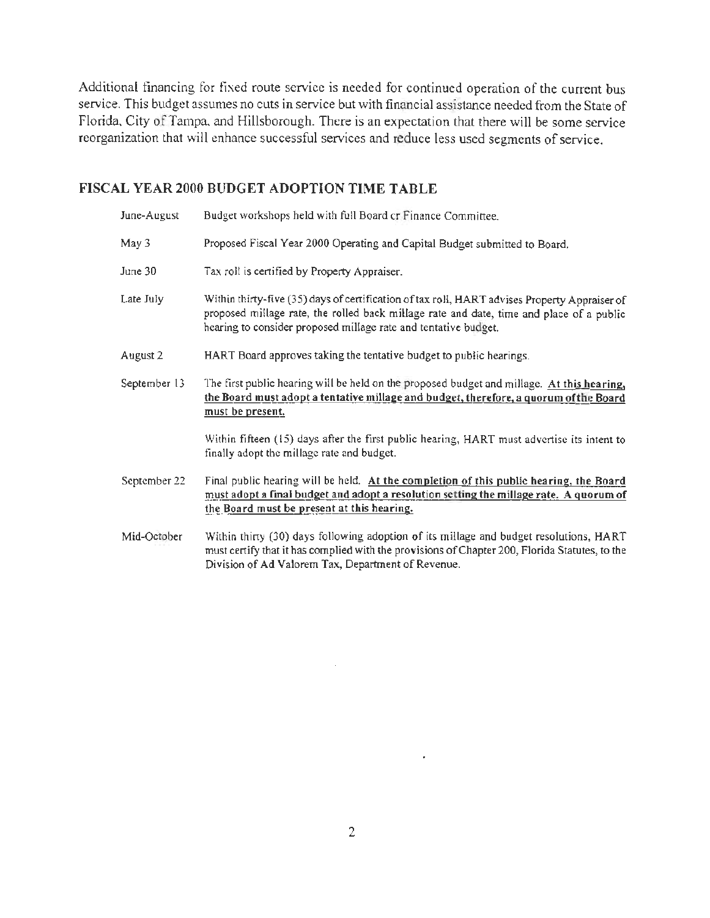Additional financing for fixed route service is needed for continued operation of the current bus service. This budget assumes no cuts in service but with financial assistance needed from the State of Florida, City of Tampa, and Hillsborough. There is an expectation that there will be some service reorganization that will enhance successful services and reduce less used segments of service.

## FISCAL YEAR 2000 BUDGET ADOPTION TIME TABLE

| | |
|---|---|
| June-August | Budget workshops held with full Board cr Finance Committee. |
| May 3 | Proposed Fiscal Year 2000 Operating and Capital Budget submitted to Board. |
| June 30 | Tax roll is certified by Property Appraiser. |
| Late July | Within thirty-five (35) days of certification of tax roll, HART advises Property Appraiser of proposed millage rate, the rolled back millage rate and date, time and place of a public hearing to consider proposed millage rate and tentative budget. |
| August 2 | HART Board approves taking the tentative budget to public hearings. |
| September 13 | The first public hearing will be held on the proposed budget and millage. **At this hearing, the Board must adopt a tentative millage and budget, therefore, a quorum of the Board must be present.** |
| | Within fifteen (15) days after the first public hearing, HART must advertise its intent to finally adopt the millage rate and budget. |
| September 22 | Final public hearing will be held. **At the completion of this public hearing, the Board must adopt a final budget and adopt a resolution setting the millage rate. A quorum of the Board must be present at this hearing.** |
| Mid-October | Within thirty (30) days following adoption of its millage and budget resolutions, HART must certify that it has complied with the provisions of Chapter 200, Florida Statutes, to the Division of Ad Valorem Tax, Department of Revenue. |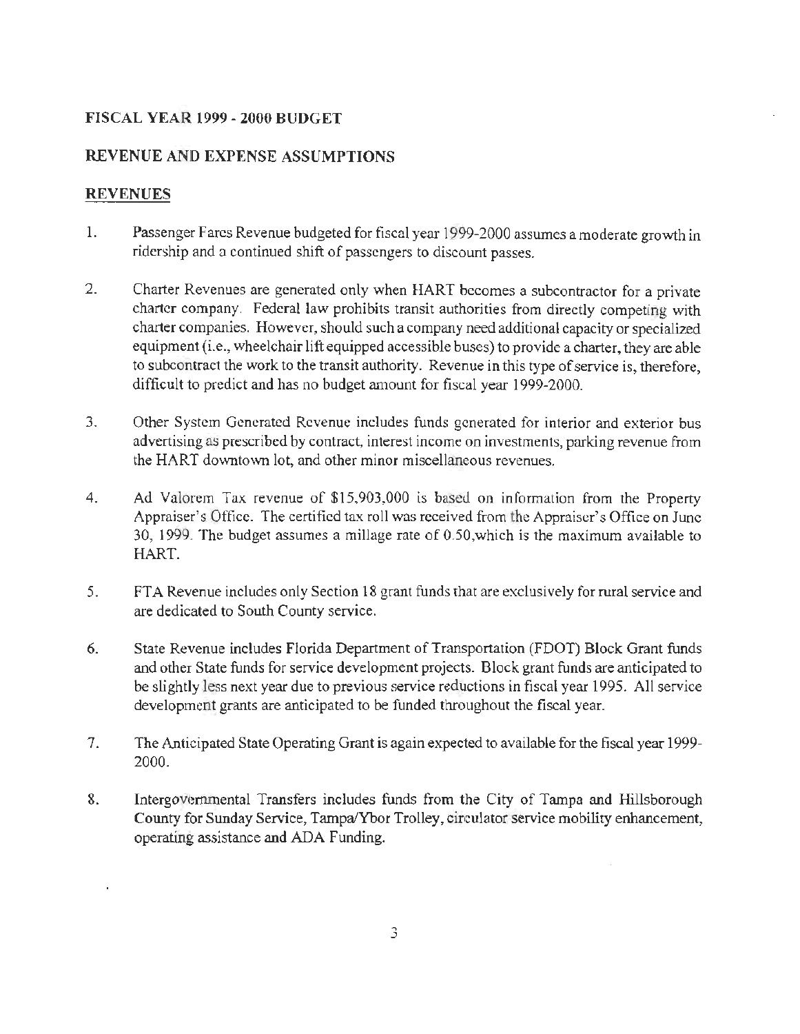## FISCAL YEAR 1999 - 2000 BUDGET

## REVENUE AND EXPENSE ASSUMPTIONS

### REVENUES

1. Passenger Fares Revenue budgeted for fiscal year 1999-2000 assumes a moderate growth in ridership and a continued shift of passengers to discount passes.

2. Charter Revenues are generated only when HART becomes a subcontractor for a private charter company. Federal law prohibits transit authorities from directly competing with charter companies. However, should such a company need additional capacity or specialized equipment (i.e., wheelchair lift equipped accessible buses) to provide a charter, they are able to subcontract the work to the transit authority. Revenue in this type of service is, therefore, difficult to predict and has no budget amount for fiscal year 1999-2000.

3. Other System Generated Revenue includes funds generated for interior and exterior bus advertising as prescribed by contract, interest income on investments, parking revenue from the HART downtown lot, and other minor miscellaneous revenues.

4. Ad Valorem Tax revenue of $15,903,000 is based on information from the Property Appraiser's Office. The certified tax roll was received from the Appraiser's Office on June 30, 1999. The budget assumes a millage rate of 0.50,which is the maximum available to HART.

5. FTA Revenue includes only Section 18 grant funds that are exclusively for rural service and are dedicated to South County service.

6. State Revenue includes Florida Department of Transportation (FDOT) Block Grant funds and other State funds for service development projects. Block grant funds are anticipated to be slightly less next year due to previous service reductions in fiscal year 1995. All service development grants are anticipated to be funded throughout the fiscal year.

7. The Anticipated State Operating Grant is again expected to available for the fiscal year 1999-2000.

8. Intergovernmental Transfers includes funds from the City of Tampa and Hillsborough County for Sunday Service, Tampa/Ybor Trolley, circulator service mobility enhancement, operating assistance and ADA Funding.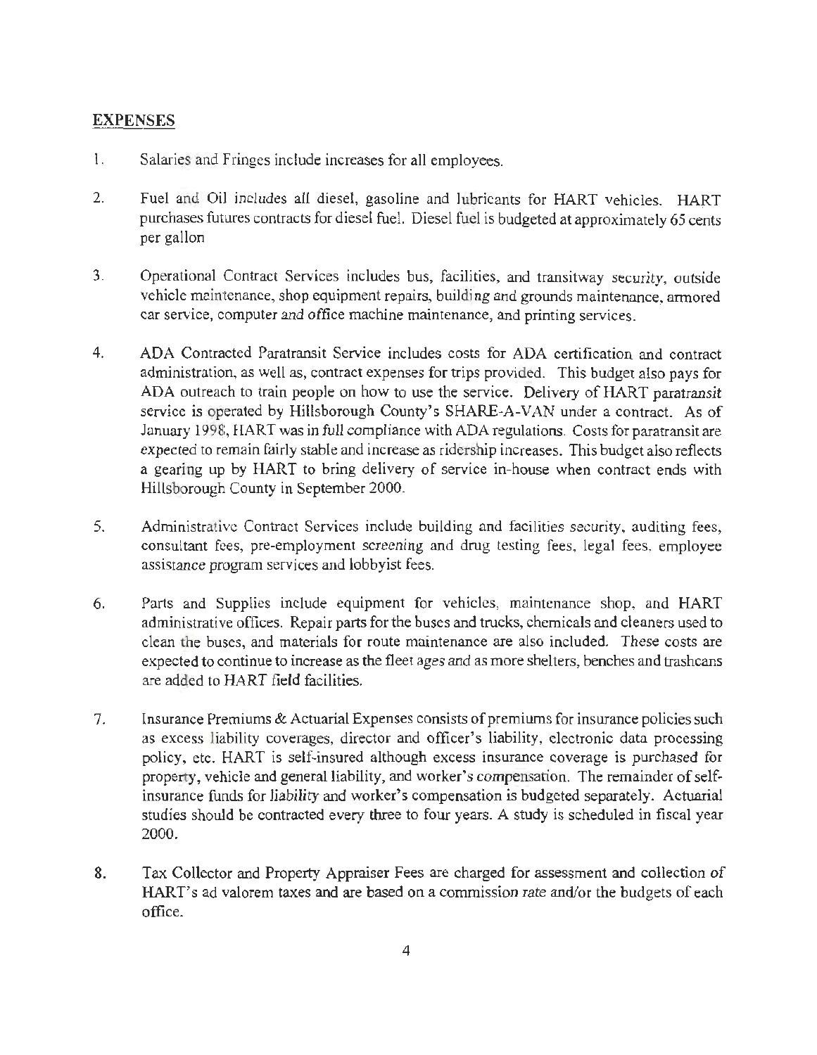## EXPENSES

1. Salaries and Fringes include increases for all employees.

2. Fuel and Oil includes all diesel, gasoline and lubricants for HART vehicles. HART purchases futures contracts for diesel fuel. Diesel fuel is budgeted at approximately 65 cents per gallon

3. Operational Contract Services includes bus, facilities, and transitway security, outside vehicle maintenance, shop equipment repairs, building and grounds maintenance, armored car service, computer and office machine maintenance, and printing services.

4. ADA Contracted Paratransit Service includes costs for ADA certification and contract administration, as well as, contract expenses for trips provided. This budget also pays for ADA outreach to train people on how to use the service. Delivery of HART paratransit service is operated by Hillsborough County's SHARE-A-VAN under a contract. As of January 1998, HART was in full compliance with ADA regulations. Costs for paratransit are expected to remain fairly stable and increase as ridership increases. This budget also reflects a gearing up by HART to bring delivery of service in-house when contract ends with Hillsborough County in September 2000.

5. Administrative Contract Services include building and facilities security, auditing fees, consultant fees, pre-employment screening and drug testing fees, legal fees, employee assistance program services and lobbyist fees.

6. Parts and Supplies include equipment for vehicles, maintenance shop, and HART administrative offices. Repair parts for the buses and trucks, chemicals and cleaners used to clean the buses, and materials for route maintenance are also included. These costs are expected to continue to increase as the fleet ages and as more shelters, benches and trashcans are added to HART field facilities.

7. Insurance Premiums & Actuarial Expenses consists of premiums for insurance policies such as excess liability coverages, director and officer's liability, electronic data processing policy, etc. HART is self-insured although excess insurance coverage is purchased for property, vehicle and general liability, and worker's compensation. The remainder of self-insurance funds for liability and worker's compensation is budgeted separately. Actuarial studies should be contracted every three to four years. A study is scheduled in fiscal year 2000.

8. Tax Collector and Property Appraiser Fees are charged for assessment and collection of HART's ad valorem taxes and are based on a commission rate and/or the budgets of each office.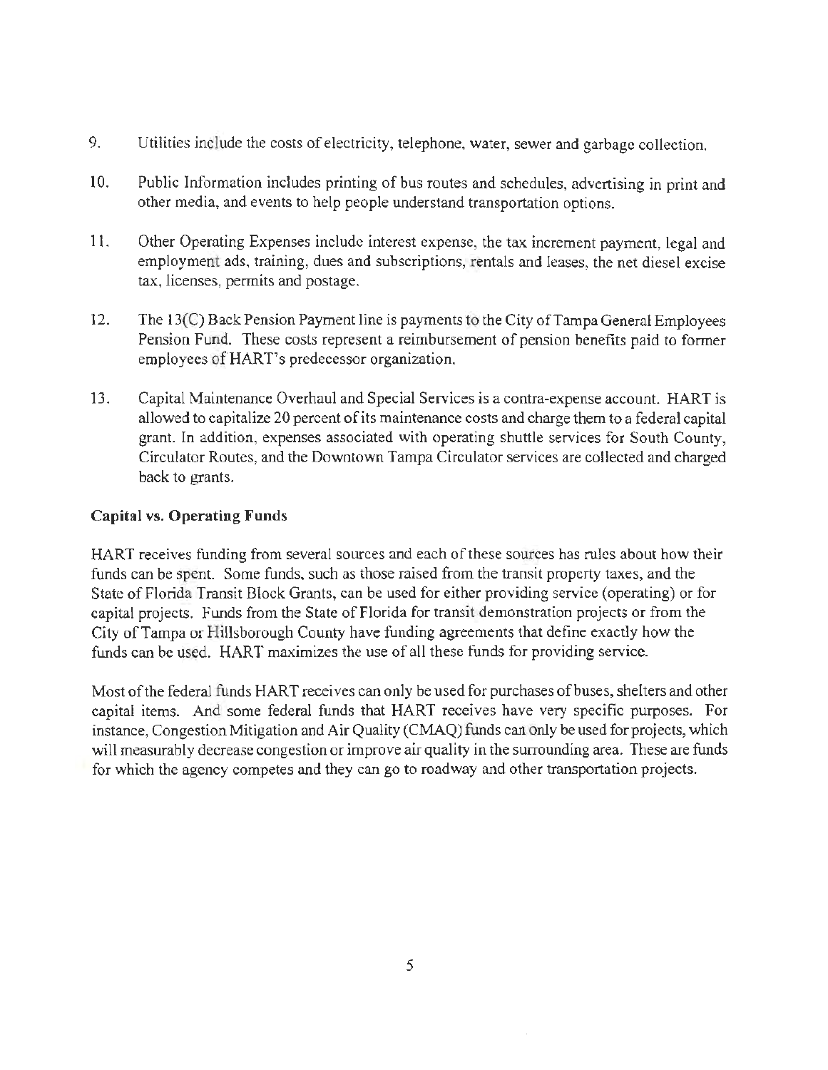9. Utilities include the costs of electricity, telephone, water, sewer and garbage collection.

10. Public Information includes printing of bus routes and schedules, advertising in print and other media, and events to help people understand transportation options.

11. Other Operating Expenses include interest expense, the tax increment payment, legal and employment ads, training, dues and subscriptions, rentals and leases, the net diesel excise tax, licenses, permits and postage.

12. The 13(C) Back Pension Payment line is payments to the City of Tampa General Employees Pension Fund. These costs represent a reimbursement of pension benefits paid to former employees of HART's predecessor organization.

13. Capital Maintenance Overhaul and Special Services is a contra-expense account. HART is allowed to capitalize 20 percent of its maintenance costs and charge them to a federal capital grant. In addition, expenses associated with operating shuttle services for South County, Circulator Routes, and the Downtown Tampa Circulator services are collected and charged back to grants.

**Capital vs. Operating Funds**

HART receives funding from several sources and each of these sources has rules about how their funds can be spent. Some funds, such as those raised from the transit property taxes, and the State of Florida Transit Block Grants, can be used for either providing service (operating) or for capital projects. Funds from the State of Florida for transit demonstration projects or from the City of Tampa or Hillsborough County have funding agreements that define exactly how the funds can be used. HART maximizes the use of all these funds for providing service.

Most of the federal funds HART receives can only be used for purchases of buses, shelters and other capital items. And some federal funds that HART receives have very specific purposes. For instance, Congestion Mitigation and Air Quality (CMAQ) funds can only be used for projects, which will measurably decrease congestion or improve air quality in the surrounding area. These are funds for which the agency competes and they can go to roadway and other transportation projects.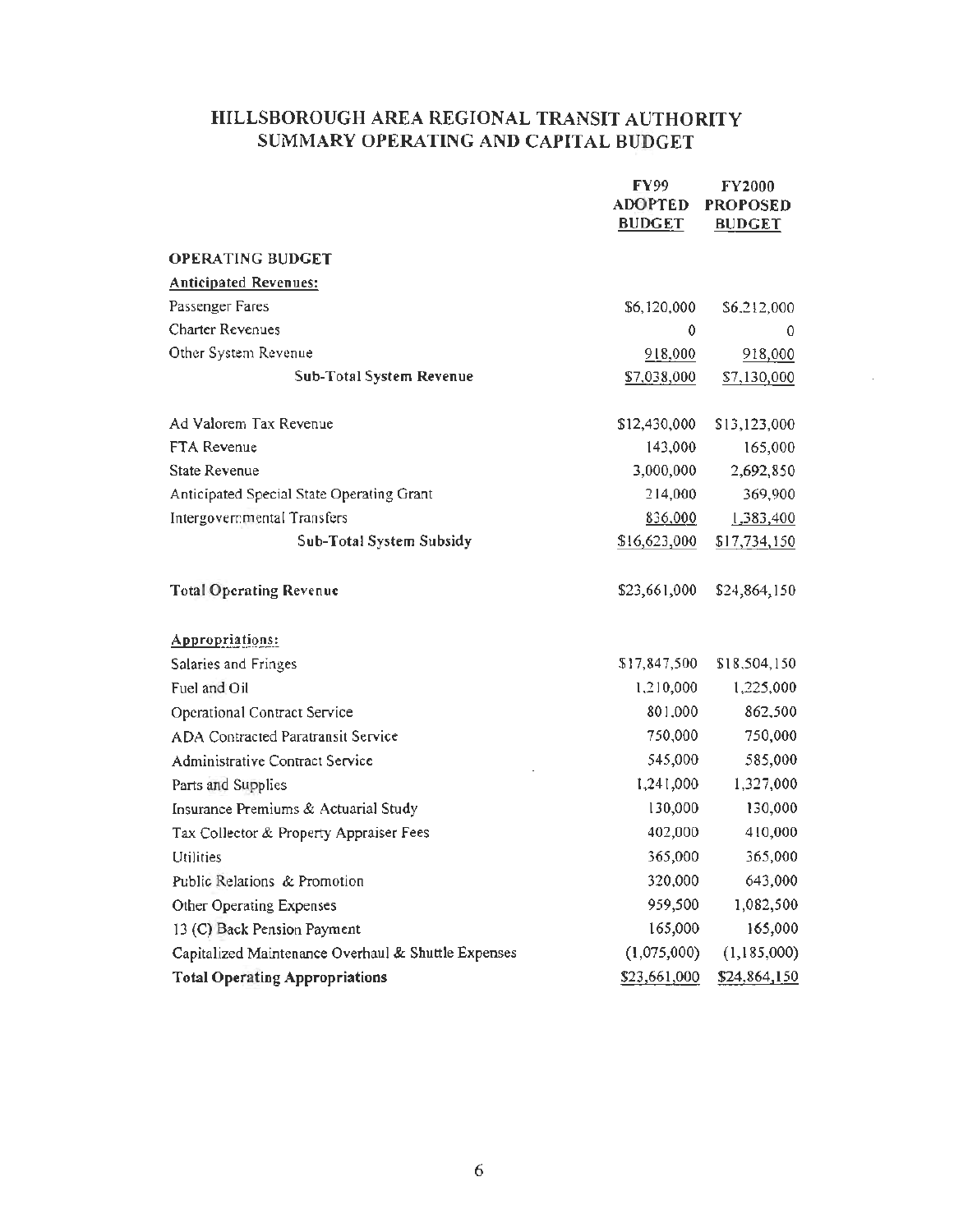# HILLSBOROUGH AREA REGIONAL TRANSIT AUTHORITY
## SUMMARY OPERATING AND CAPITAL BUDGET

| | FY99 ADOPTED BUDGET | FY2000 PROPOSED BUDGET |
|---|---|---|
| **OPERATING BUDGET** | | |
| **Anticipated Revenues:** | | |
| Passenger Fares | $6,120,000 | $6,212,000 |
| Charter Revenues | 0 | 0 |
| Other System Revenue | 918,000 | 918,000 |
| **Sub-Total System Revenue** | $7,038,000 | $7,130,000 |
| Ad Valorem Tax Revenue | $12,430,000 | $13,123,000 |
| FTA Revenue | 143,000 | 165,000 |
| State Revenue | 3,000,000 | 2,692,850 |
| Anticipated Special State Operating Grant | 214,000 | 369,900 |
| Intergovernmental Transfers | 836,000 | 1,383,400 |
| **Sub-Total System Subsidy** | $16,623,000 | $17,734,150 |
| **Total Operating Revenue** | $23,661,000 | $24,864,150 |
| **Appropriations:** | | |
| Salaries and Fringes | $17,847,500 | $18,504,150 |
| Fuel and Oil | 1,210,000 | 1,225,000 |
| Operational Contract Service | 801,000 | 862,500 |
| ADA Contracted Paratransit Service | 750,000 | 750,000 |
| Administrative Contract Service | 545,000 | 585,000 |
| Parts and Supplies | 1,241,000 | 1,327,000 |
| Insurance Premiums & Actuarial Study | 130,000 | 130,000 |
| Tax Collector & Property Appraiser Fees | 402,000 | 410,000 |
| Utilities | 365,000 | 365,000 |
| Public Relations & Promotion | 320,000 | 643,000 |
| Other Operating Expenses | 959,500 | 1,082,500 |
| 13 (C) Back Pension Payment | 165,000 | 165,000 |
| Capitalized Maintenance Overhaul & Shuttle Expenses | (1,075,000) | (1,185,000) |
| **Total Operating Appropriations** | $23,661,000 | $24,864,150 |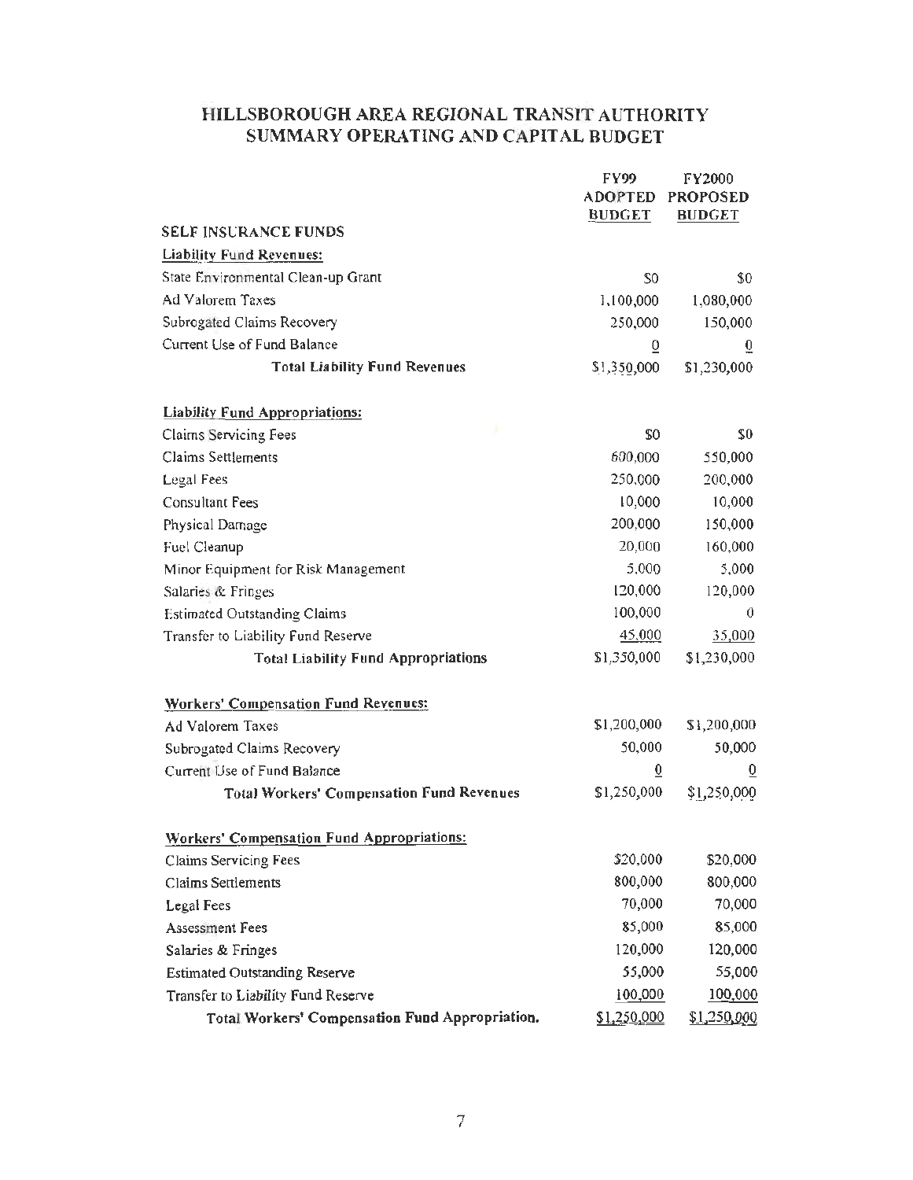# HILLSBOROUGH AREA REGIONAL TRANSIT AUTHORITY
## SUMMARY OPERATING AND CAPITAL BUDGET

| | FY99 ADOPTED BUDGET | FY2000 PROPOSED BUDGET |
|---|---|---|
| **SELF INSURANCE FUNDS** | | |
| **Liability Fund Revenues:** | | |
| State Environmental Clean-up Grant | $0 | $0 |
| Ad Valorem Taxes | 1,100,000 | 1,080,000 |
| Subrogated Claims Recovery | 250,000 | 150,000 |
| Current Use of Fund Balance | 0 | 0 |
| **Total Liability Fund Revenues** | $1,350,000 | $1,230,000 |
| | | |
| **Liability Fund Appropriations:** | | |
| Claims Servicing Fees | $0 | $0 |
| Claims Settlements | 600,000 | 550,000 |
| Legal Fees | 250,000 | 200,000 |
| Consultant Fees | 10,000 | 10,000 |
| Physical Damage | 200,000 | 150,000 |
| Fuel Cleanup | 20,000 | 160,000 |
| Minor Equipment for Risk Management | 5,000 | 5,000 |
| Salaries & Fringes | 120,000 | 120,000 |
| Estimated Outstanding Claims | 100,000 | 0 |
| Transfer to Liability Fund Reserve | 45,000 | 35,000 |
| **Total Liability Fund Appropriations** | $1,350,000 | $1,230,000 |
| | | |
| **Workers' Compensation Fund Revenues:** | | |
| Ad Valorem Taxes | $1,200,000 | $1,200,000 |
| Subrogated Claims Recovery | 50,000 | 50,000 |
| Current Use of Fund Balance | 0 | 0 |
| **Total Workers' Compensation Fund Revenues** | $1,250,000 | $1,250,000 |
| | | |
| **Workers' Compensation Fund Appropriations:** | | |
| Claims Servicing Fees | $20,000 | $20,000 |
| Claims Settlements | 800,000 | 800,000 |
| Legal Fees | 70,000 | 70,000 |
| Assessment Fees | 85,000 | 85,000 |
| Salaries & Fringes | 120,000 | 120,000 |
| Estimated Outstanding Reserve | 55,000 | 55,000 |
| Transfer to Liability Fund Reserve | 100,000 | 100,000 |
| **Total Workers' Compensation Fund Appropriation.** | $1,250,000 | $1,250,000 |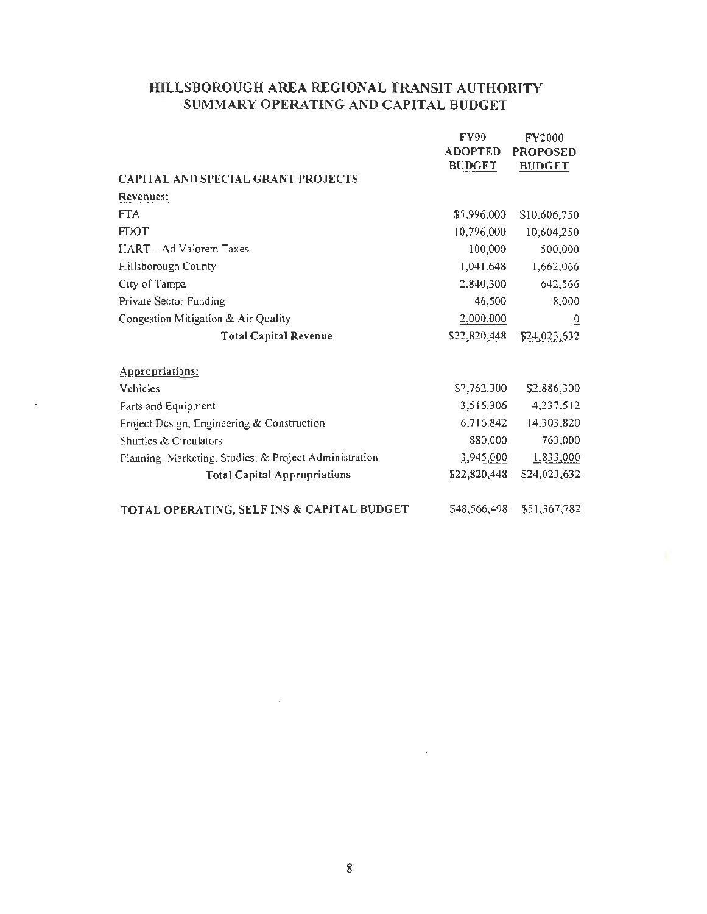# HILLSBOROUGH AREA REGIONAL TRANSIT AUTHORITY
## SUMMARY OPERATING AND CAPITAL BUDGET

| | FY99 ADOPTED BUDGET | FY2000 PROPOSED BUDGET |
|---|---|---|
| **CAPITAL AND SPECIAL GRANT PROJECTS** | | |
| **Revenues:** | | |
| FTA | $5,996,000 | $10,606,750 |
| FDOT | 10,796,000 | 10,604,250 |
| HART – Ad Valorem Taxes | 100,000 | 500,000 |
| Hillsborough County | 1,041,648 | 1,662,066 |
| City of Tampa | 2,840,300 | 642,566 |
| Private Sector Funding | 46,500 | 8,000 |
| Congestion Mitigation & Air Quality | 2,000,000 | 0 |
| **Total Capital Revenue** | $22,820,448 | $24,023,632 |
| **Appropriations:** | | |
| Vehicles | $7,762,300 | $2,886,300 |
| Parts and Equipment | 3,516,306 | 4,237,512 |
| Project Design, Engineering & Construction | 6,716,842 | 14,303,820 |
| Shuttles & Circulators | 880,000 | 763,000 |
| Planning, Marketing, Studies, & Project Administration | 3,945,000 | 1,833,000 |
| **Total Capital Appropriations** | $22,820,448 | $24,023,632 |
| **TOTAL OPERATING, SELF INS & CAPITAL BUDGET** | $48,566,498 | $51,367,782 |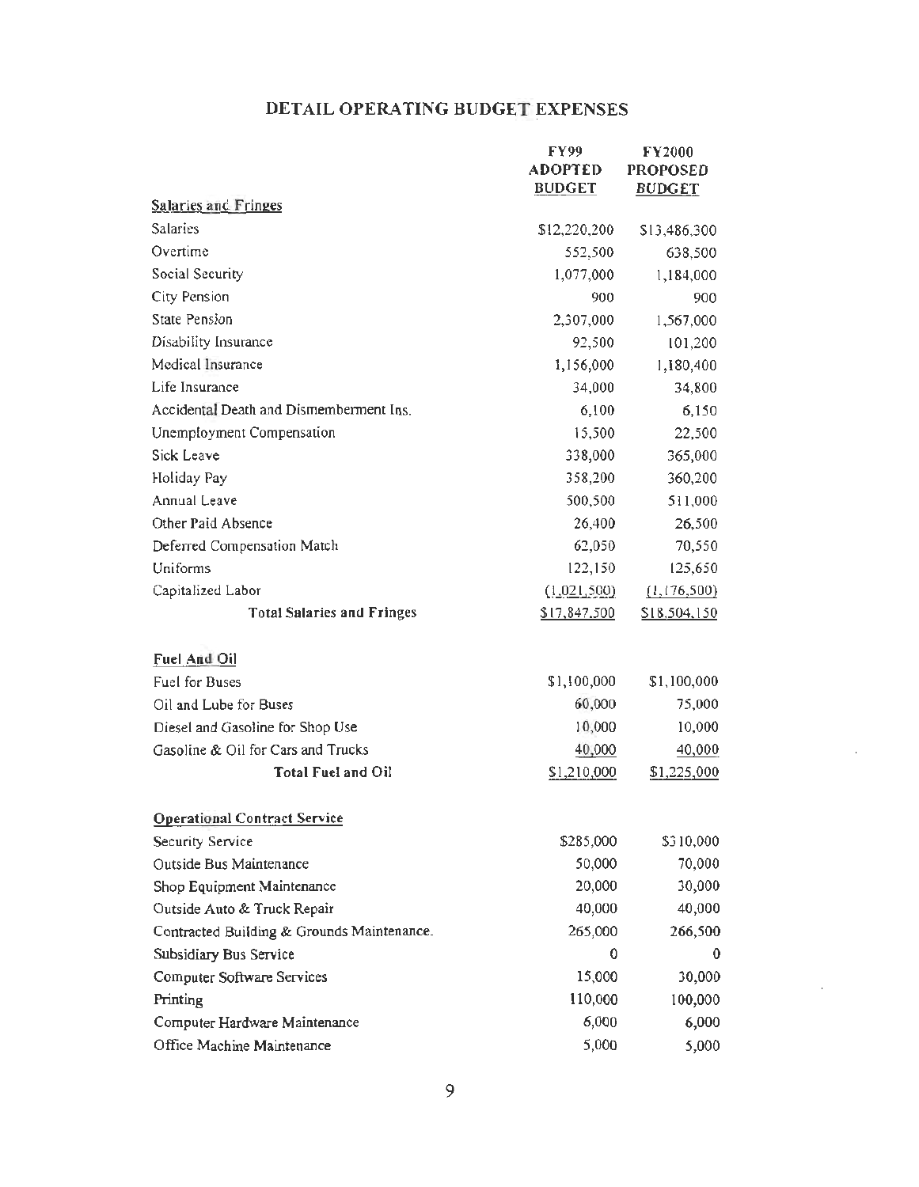# DETAIL OPERATING BUDGET EXPENSES

| | FY99 ADOPTED BUDGET | FY2000 PROPOSED BUDGET |
|---|---|---|
| **Salaries and Fringes** | | |
| Salaries | $12,220,200 | $13,486,300 |
| Overtime | 552,500 | 638,500 |
| Social Security | 1,077,000 | 1,184,000 |
| City Pension | 900 | 900 |
| State Pension | 2,307,000 | 1,567,000 |
| Disability Insurance | 92,500 | 101,200 |
| Medical Insurance | 1,156,000 | 1,180,400 |
| Life Insurance | 34,000 | 34,800 |
| Accidental Death and Dismemberment Ins. | 6,100 | 6,150 |
| Unemployment Compensation | 15,500 | 22,500 |
| Sick Leave | 338,000 | 365,000 |
| Holiday Pay | 358,200 | 360,200 |
| Annual Leave | 500,500 | 511,000 |
| Other Paid Absence | 26,400 | 26,500 |
| Deferred Compensation Match | 62,050 | 70,550 |
| Uniforms | 122,150 | 125,650 |
| Capitalized Labor | (1,021,500) | (1,176,500) |
| **Total Salaries and Fringes** | $17,847,500 | $18,504,150 |
| | | |
| **Fuel And Oil** | | |
| Fuel for Buses | $1,100,000 | $1,100,000 |
| Oil and Lube for Buses | 60,000 | 75,000 |
| Diesel and Gasoline for Shop Use | 10,000 | 10,000 |
| Gasoline & Oil for Cars and Trucks | 40,000 | 40,000 |
| **Total Fuel and Oil** | $1,210,000 | $1,225,000 |
| | | |
| **Operational Contract Service** | | |
| Security Service | $285,000 | $310,000 |
| Outside Bus Maintenance | 50,000 | 70,000 |
| Shop Equipment Maintenance | 20,000 | 30,000 |
| Outside Auto & Truck Repair | 40,000 | 40,000 |
| Contracted Building & Grounds Maintenance. | 265,000 | 266,500 |
| Subsidiary Bus Service | 0 | 0 |
| Computer Software Services | 15,000 | 30,000 |
| Printing | 110,000 | 100,000 |
| Computer Hardware Maintenance | 6,000 | 6,000 |
| Office Machine Maintenance | 5,000 | 5,000 |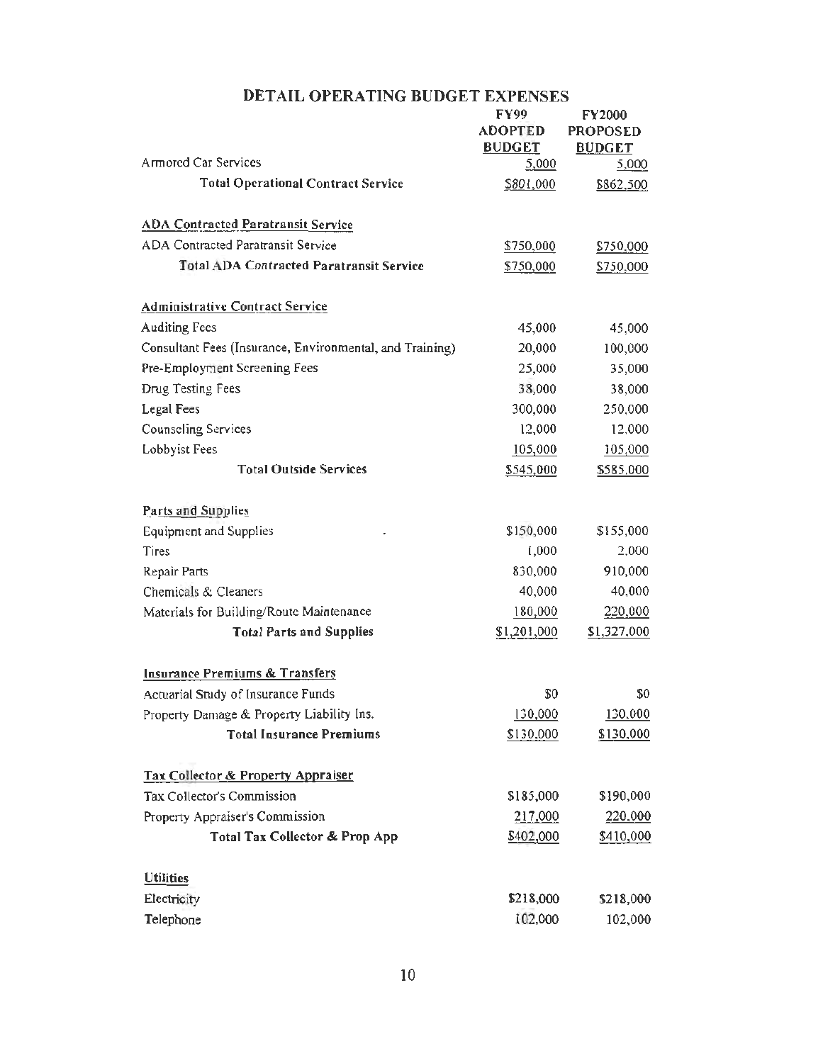# DETAIL OPERATING BUDGET EXPENSES

| | FY99 ADOPTED BUDGET | FY2000 PROPOSED BUDGET |
|---|---|---|
| Armored Car Services | 5,000 | 5,000 |
| **Total Operational Contract Service** | $801,000 | $862,500 |
| | | |
| **ADA Contracted Paratransit Service** | | |
| ADA Contracted Paratransit Service | $750,000 | $750,000 |
| **Total ADA Contracted Paratransit Service** | $750,000 | $750,000 |
| | | |
| **Administrative Contract Service** | | |
| Auditing Fees | 45,000 | 45,000 |
| Consultant Fees (Insurance, Environmental, and Training) | 20,000 | 100,000 |
| Pre-Employment Screening Fees | 25,000 | 35,000 |
| Drug Testing Fees | 38,000 | 38,000 |
| Legal Fees | 300,000 | 250,000 |
| Counseling Services | 12,000 | 12,000 |
| Lobbyist Fees | 105,000 | 105,000 |
| **Total Outside Services** | $545,000 | $585,000 |
| | | |
| **Parts and Supplies** | | |
| Equipment and Supplies | $150,000 | $155,000 |
| Tires | 1,000 | 2,000 |
| Repair Parts | 830,000 | 910,000 |
| Chemicals & Cleaners | 40,000 | 40,000 |
| Materials for Building/Route Maintenance | 180,000 | 220,000 |
| **Total Parts and Supplies** | $1,201,000 | $1,327,000 |
| | | |
| **Insurance Premiums & Transfers** | | |
| Actuarial Study of Insurance Funds | $0 | $0 |
| Property Damage & Property Liability Ins. | 130,000 | 130,000 |
| **Total Insurance Premiums** | $130,000 | $130,000 |
| | | |
| **Tax Collector & Property Appraiser** | | |
| Tax Collector's Commission | $185,000 | $190,000 |
| Property Appraiser's Commission | 217,000 | 220,000 |
| **Total Tax Collector & Prop App** | $402,000 | $410,000 |
| | | |
| **Utilities** | | |
| Electricity | $218,000 | $218,000 |
| Telephone | 102,000 | 102,000 |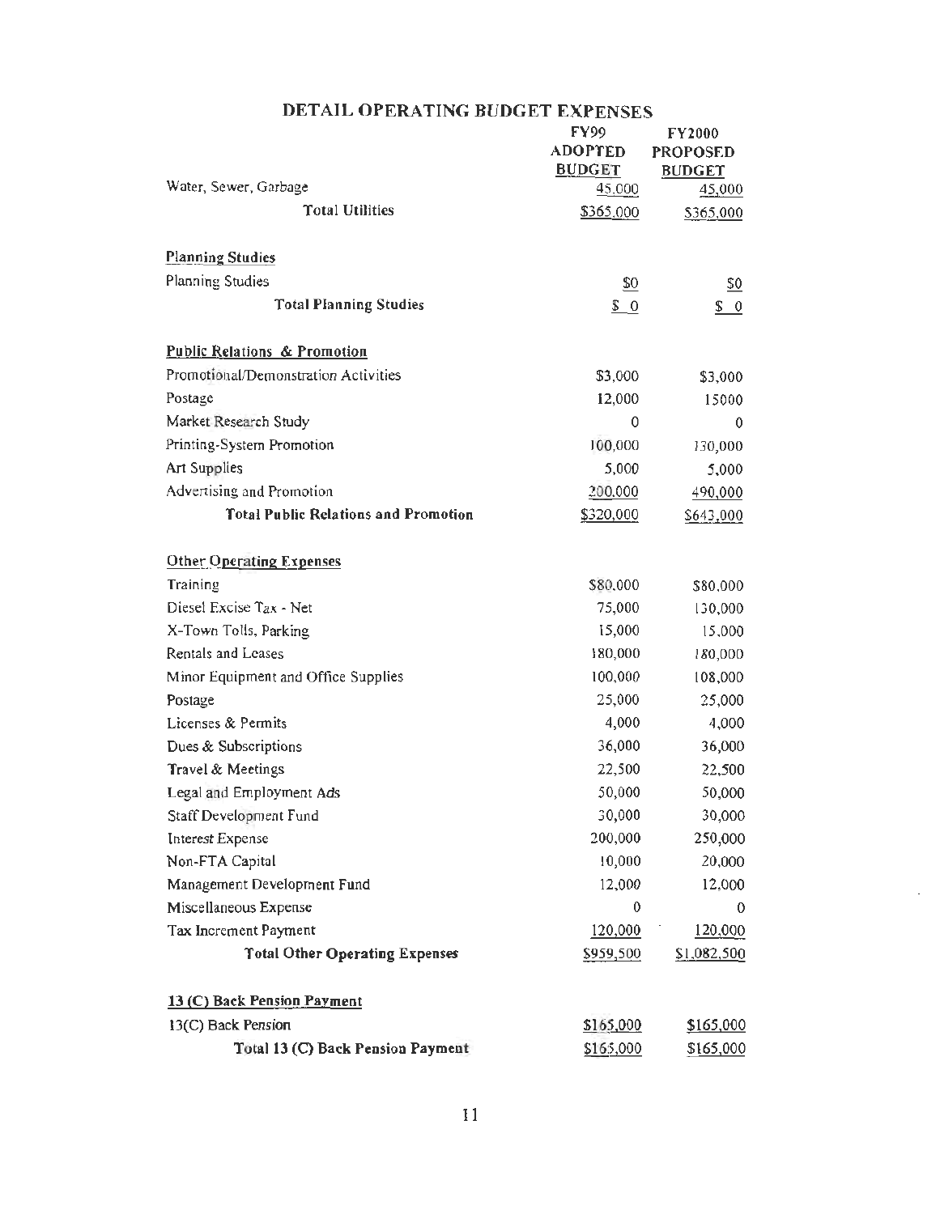# DETAIL OPERATING BUDGET EXPENSES

| | FY99 ADOPTED BUDGET | FY2000 PROPOSED BUDGET |
|---|---|---|
| Water, Sewer, Garbage | 45,000 | 45,000 |
| **Total Utilities** | $365,000 | $365,000 |
| | | |
| **Planning Studies** | | |
| Planning Studies | $0 | $0 |
| **Total Planning Studies** | $ 0 | $ 0 |
| | | |
| **Public Relations & Promotion** | | |
| Promotional/Demonstration Activities | $3,000 | $3,000 |
| Postage | 12,000 | 15000 |
| Market Research Study | 0 | 0 |
| Printing-System Promotion | 100,000 | 130,000 |
| Art Supplies | 5,000 | 5,000 |
| Advertising and Promotion | 200,000 | 490,000 |
| **Total Public Relations and Promotion** | $320,000 | $643,000 |
| | | |
| **Other Operating Expenses** | | |
| Training | $80,000 | $80,000 |
| Diesel Excise Tax - Net | 75,000 | 130,000 |
| X-Town Tolls, Parking | 15,000 | 15,000 |
| Rentals and Leases | 180,000 | 180,000 |
| Minor Equipment and Office Supplies | 100,000 | 108,000 |
| Postage | 25,000 | 25,000 |
| Licenses & Permits | 4,000 | 4,000 |
| Dues & Subscriptions | 36,000 | 36,000 |
| Travel & Meetings | 22,500 | 22,500 |
| Legal and Employment Ads | 50,000 | 50,000 |
| Staff Development Fund | 30,000 | 30,000 |
| Interest Expense | 200,000 | 250,000 |
| Non-FTA Capital | 10,000 | 20,000 |
| Management Development Fund | 12,000 | 12,000 |
| Miscellaneous Expense | 0 | 0 |
| Tax Increment Payment | 120,000 | 120,000 |
| **Total Other Operating Expenses** | $959,500 | $1,082,500 |
| | | |
| **13 (C) Back Pension Payment** | | |
| 13(C) Back Pension | $165,000 | $165,000 |
| **Total 13 (C) Back Pension Payment** | $165,000 | $165,000 |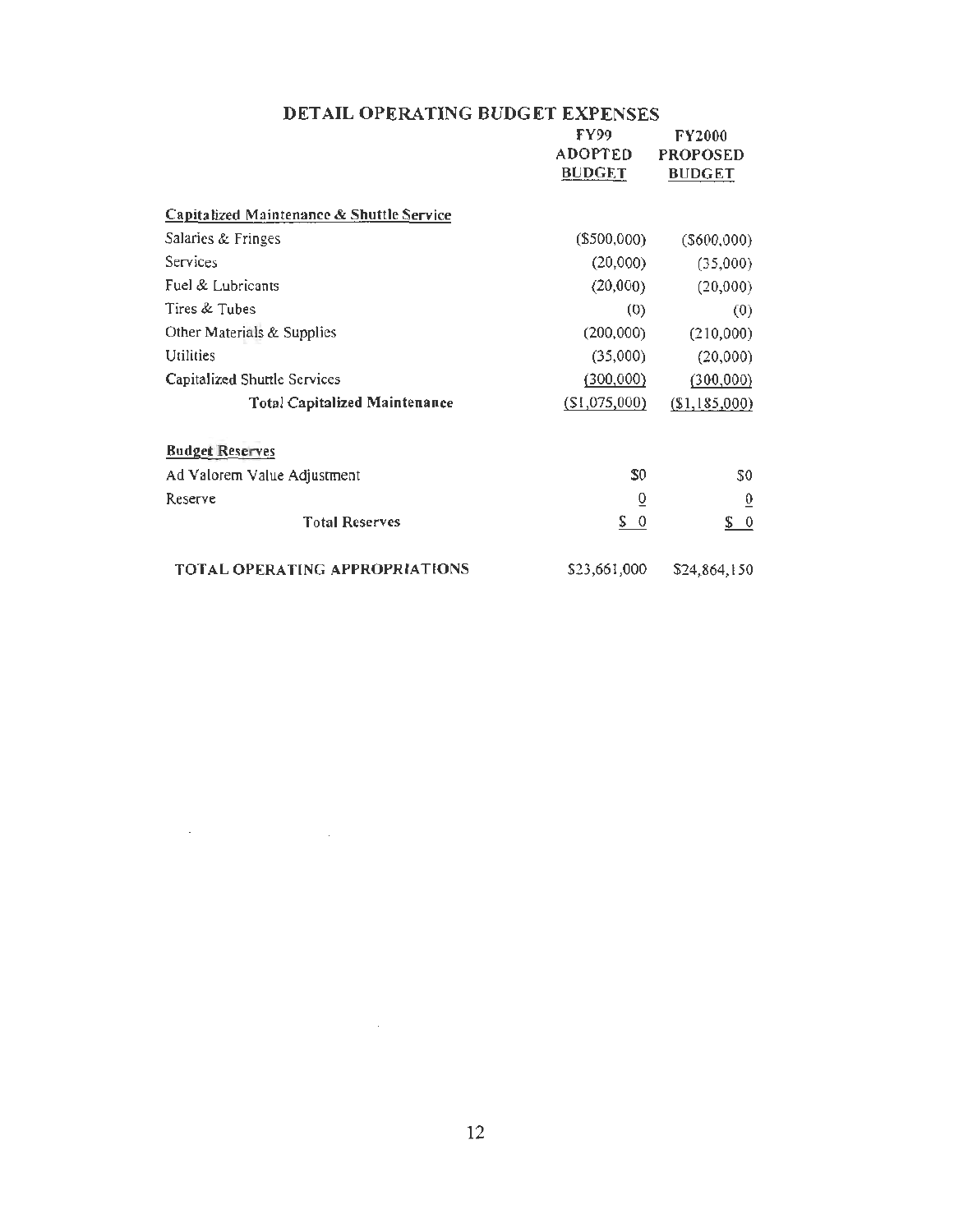## DETAIL OPERATING BUDGET EXPENSES

| | FY99 ADOPTED BUDGET | FY2000 PROPOSED BUDGET |
|---|---|---|
| **Capitalized Maintenance & Shuttle Service** | | |
| Salaries & Fringes | ($500,000) | ($600,000) |
| Services | (20,000) | (35,000) |
| Fuel & Lubricants | (20,000) | (20,000) |
| Tires & Tubes | (0) | (0) |
| Other Materials & Supplies | (200,000) | (210,000) |
| Utilities | (35,000) | (20,000) |
| Capitalized Shuttle Services | (300,000) | (300,000) |
| **Total Capitalized Maintenance** | ($1,075,000) | ($1,185,000) |
| **Budget Reserves** | | |
| Ad Valorem Value Adjustment | $0 | $0 |
| Reserve | 0 | 0 |
| **Total Reserves** | $ 0 | $ 0 |
| **TOTAL OPERATING APPROPRIATIONS** | $23,661,000 | $24,864,150 |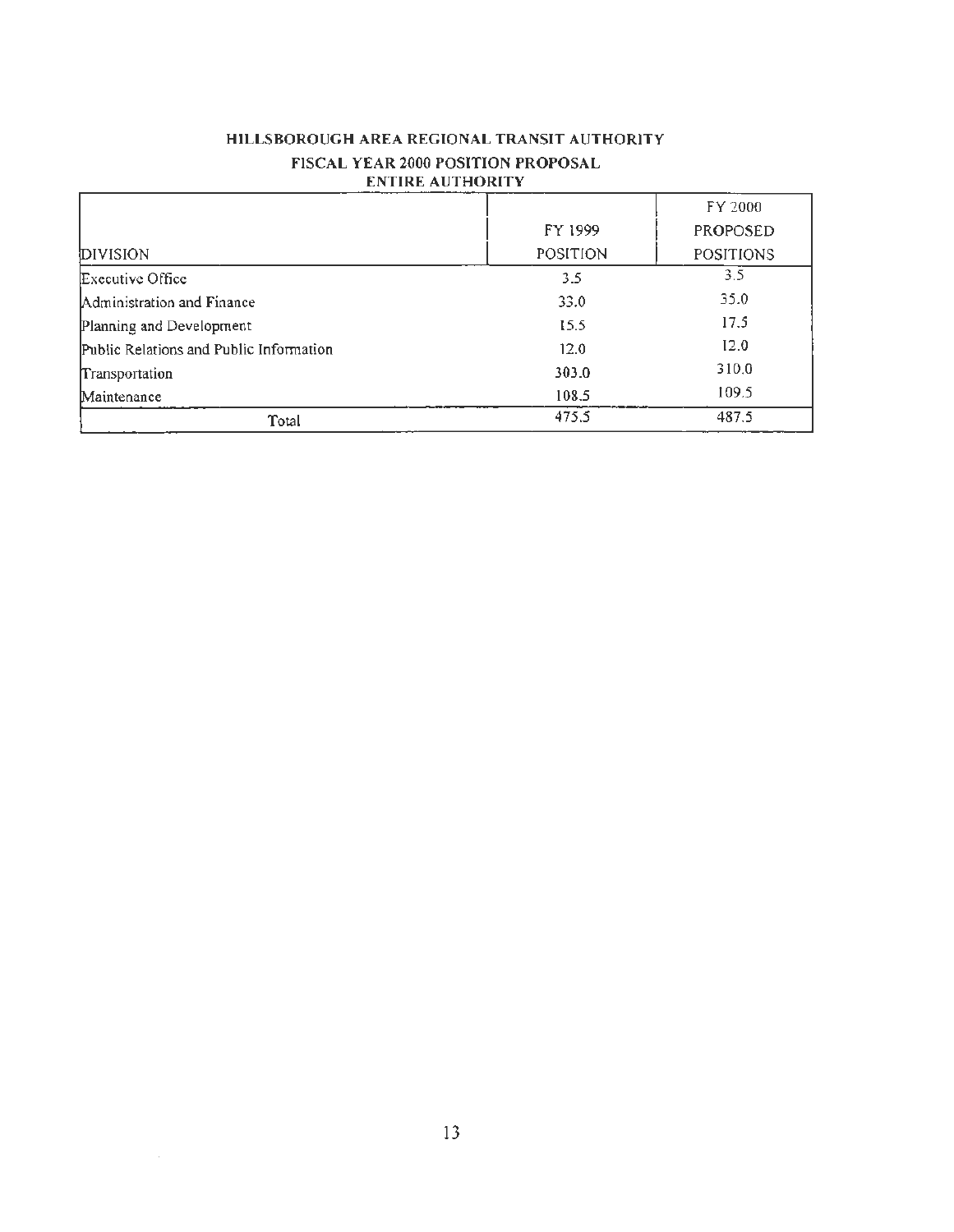**HILLSBOROUGH AREA REGIONAL TRANSIT AUTHORITY**

**FISCAL YEAR 2000 POSITION PROPOSAL**

**ENTIRE AUTHORITY**

| DIVISION | FY 1999 POSITION | FY 2000 PROPOSED POSITIONS |
|---|---|---|
| Executive Office | 3.5 | 3.5 |
| Administration and Finance | 33.0 | 35.0 |
| Planning and Development | 15.5 | 17.5 |
| Public Relations and Public Information | 12.0 | 12.0 |
| Transportation | 303.0 | 310.0 |
| Maintenance | 108.5 | 109.5 |
| Total | 475.5 | 487.5 |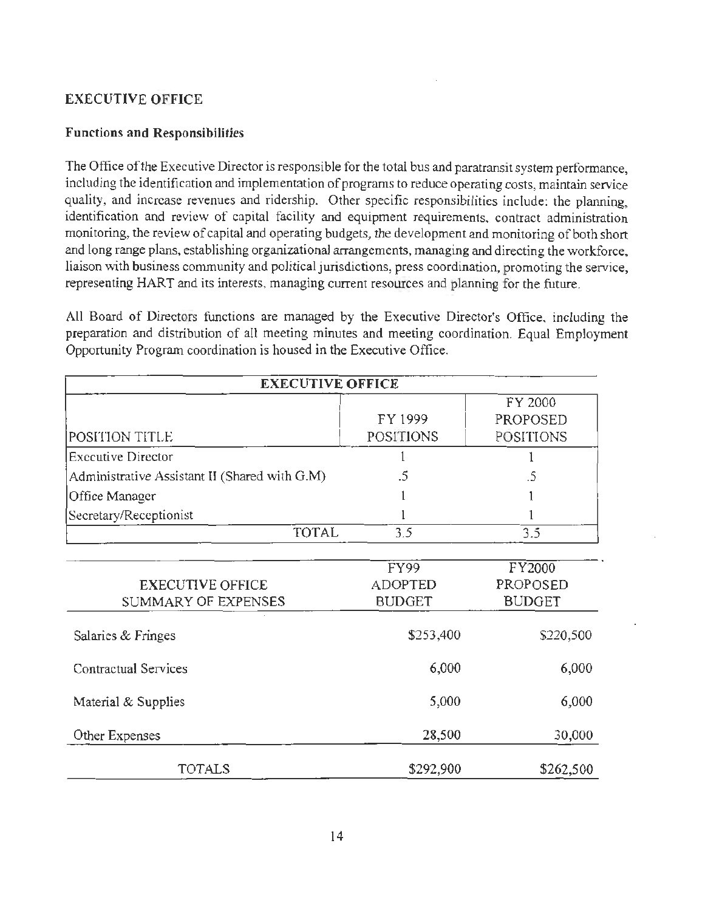## EXECUTIVE OFFICE

### Functions and Responsibilities

The Office of the Executive Director is responsible for the total bus and paratransit system performance, including the identification and implementation of programs to reduce operating costs, maintain service quality, and increase revenues and ridership. Other specific responsibilities include: the planning, identification and review of capital facility and equipment requirements, contract administration monitoring, the review of capital and operating budgets, the development and monitoring of both short and long range plans, establishing organizational arrangements, managing and directing the workforce, liaison with business community and political jurisdictions, press coordination, promoting the service, representing HART and its interests, managing current resources and planning for the future.

All Board of Directors functions are managed by the Executive Director's Office, including the preparation and distribution of all meeting minutes and meeting coordination. Equal Employment Opportunity Program coordination is housed in the Executive Office.

| EXECUTIVE OFFICE | | |
|---|---|---|
| POSITION TITLE | FY 1999 POSITIONS | FY 2000 PROPOSED POSITIONS |
| Executive Director | 1 | 1 |
| Administrative Assistant II (Shared with G.M) | .5 | .5 |
| Office Manager | 1 | 1 |
| Secretary/Receptionist | 1 | 1 |
| TOTAL | 3.5 | 3.5 |

| EXECUTIVE OFFICE SUMMARY OF EXPENSES | FY99 ADOPTED BUDGET | FY2000 PROPOSED BUDGET |
|---|---|---|
| Salaries & Fringes | $253,400 | $220,500 |
| Contractual Services | 6,000 | 6,000 |
| Material & Supplies | 5,000 | 6,000 |
| Other Expenses | 28,500 | 30,000 |
| TOTALS | $292,900 | $262,500 |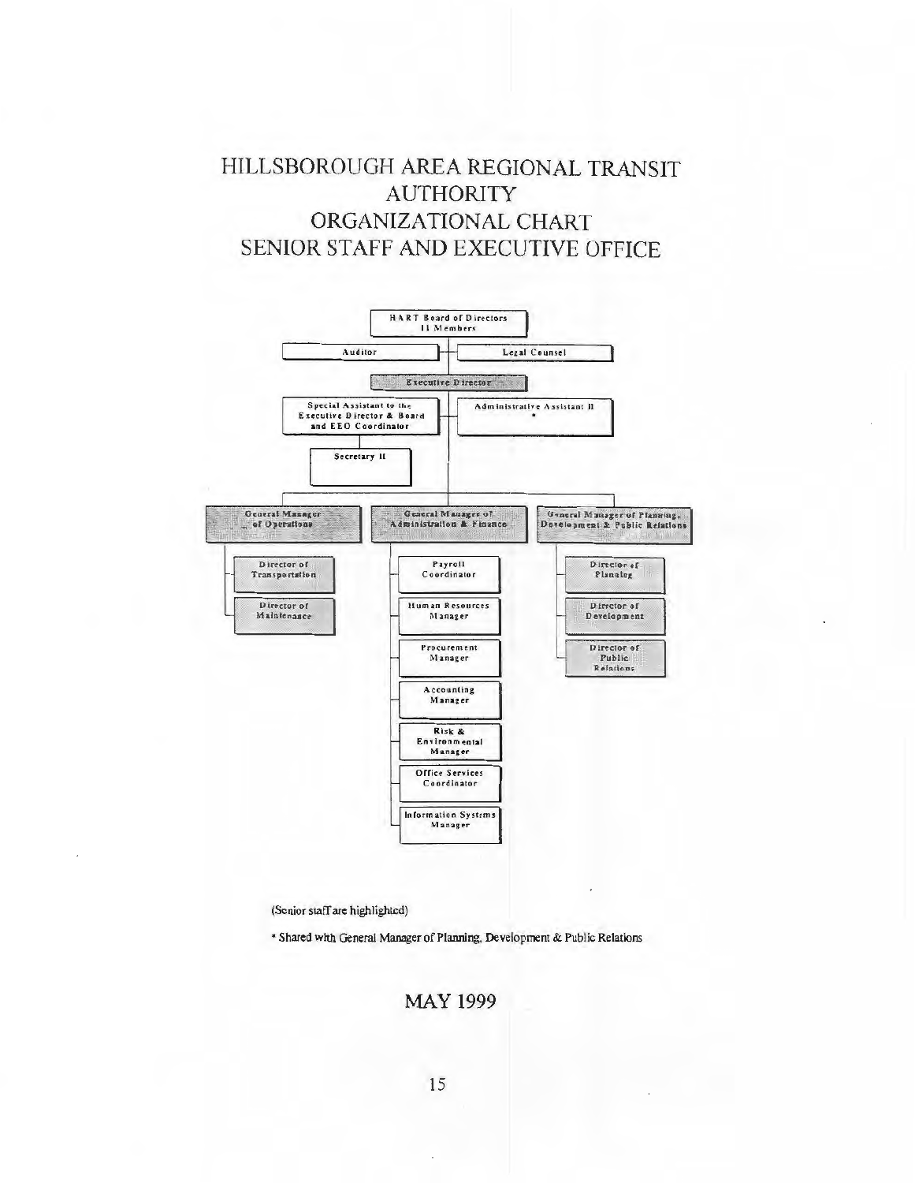# HILLSBOROUGH AREA REGIONAL TRANSIT AUTHORITY ORGANIZATIONAL CHART SENIOR STAFF AND EXECUTIVE OFFICE

- HART Board of Directors 11 Members
  - Auditor
  - Legal Counsel
  - **Executive Director**
    - Special Assistant to the Executive Director & Board and EEO Coordinator
      - Secretary II
    - Administrative Assistant II *
    - **General Manager of Operations**
      - **Director of Transportation**
      - **Director of Maintenance**
    - **General Manager of Administration & Finance**
      - Payroll Coordinator
      - Human Resources Manager
      - Procurement Manager
      - Accounting Manager
      - Risk & Environmental Manager
      - Office Services Coordinator
      - Information Systems Manager
    - **General Manager of Planning, Development & Public Relations**
      - **Director of Planning**
      - **Director of Development**
      - **Director of Public Relations**

(Senior staff are highlighted)

* Shared with General Manager of Planning, Development & Public Relations

MAY 1999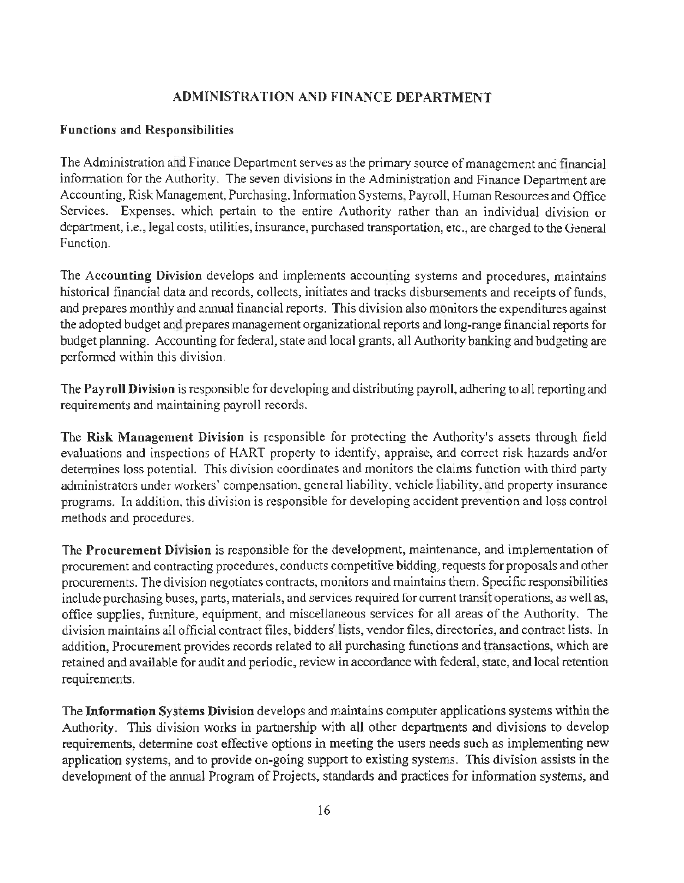## ADMINISTRATION AND FINANCE DEPARTMENT

### Functions and Responsibilities

The Administration and Finance Department serves as the primary source of management and financial information for the Authority. The seven divisions in the Administration and Finance Department are Accounting, Risk Management, Purchasing, Information Systems, Payroll, Human Resources and Office Services. Expenses, which pertain to the entire Authority rather than an individual division or department, i.e., legal costs, utilities, insurance, purchased transportation, etc., are charged to the General Function.

The **Accounting Division** develops and implements accounting systems and procedures, maintains historical financial data and records, collects, initiates and tracks disbursements and receipts of funds, and prepares monthly and annual financial reports. This division also monitors the expenditures against the adopted budget and prepares management organizational reports and long-range financial reports for budget planning. Accounting for federal, state and local grants, all Authority banking and budgeting are performed within this division.

The **Payroll Division** is responsible for developing and distributing payroll, adhering to all reporting and requirements and maintaining payroll records.

The **Risk Management Division** is responsible for protecting the Authority's assets through field evaluations and inspections of HART property to identify, appraise, and correct risk hazards and/or determines loss potential. This division coordinates and monitors the claims function with third party administrators under workers' compensation, general liability, vehicle liability, and property insurance programs. In addition, this division is responsible for developing accident prevention and loss control methods and procedures.

The **Procurement Division** is responsible for the development, maintenance, and implementation of procurement and contracting procedures, conducts competitive bidding, requests for proposals and other procurements. The division negotiates contracts, monitors and maintains them. Specific responsibilities include purchasing buses, parts, materials, and services required for current transit operations, as well as, office supplies, furniture, equipment, and miscellaneous services for all areas of the Authority. The division maintains all official contract files, bidders' lists, vendor files, directories, and contract lists. In addition, Procurement provides records related to all purchasing functions and transactions, which are retained and available for audit and periodic, review in accordance with federal, state, and local retention requirements.

The **Information Systems Division** develops and maintains computer applications systems within the Authority. This division works in partnership with all other departments and divisions to develop requirements, determine cost effective options in meeting the users needs such as implementing new application systems, and to provide on-going support to existing systems. This division assists in the development of the annual Program of Projects, standards and practices for information systems, and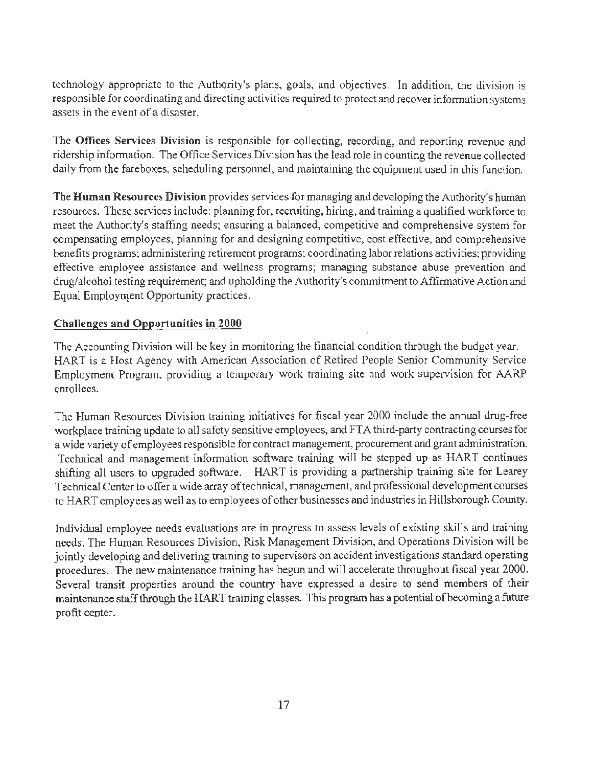technology appropriate to the Authority's plans, goals, and objectives. In addition, the division is responsible for coordinating and directing activities required to protect and recover information systems assets in the event of a disaster.

The **Offices Services Division** is responsible for collecting, recording, and reporting revenue and ridership information. The Office Services Division has the lead role in counting the revenue collected daily from the fareboxes, scheduling personnel, and maintaining the equipment used in this function.

**The Human Resources Division** provides services for managing and developing the Authority's human resources. These services include: planning for, recruiting, hiring, and training a qualified workforce to meet the Authority's staffing needs; ensuring a balanced, competitive and comprehensive system for compensating employees, planning for and designing competitive, cost effective, and comprehensive benefits programs; administering retirement programs; coordinating labor relations activities; providing effective employee assistance and wellness programs; managing substance abuse prevention and drug/alcohol testing requirement; and upholding the Authority's commitment to Affirmative Action and Equal Employment Opportunity practices.

## Challenges and Opportunities in 2000

The Accounting Division will be key in monitoring the financial condition through the budget year. HART is a Host Agency with American Association of Retired People Senior Community Service Employment Program, providing a temporary work training site and work supervision for AARP enrollees.

The Human Resources Division training initiatives for fiscal year 2000 include the annual drug-free workplace training update to all safety sensitive employees, and FTA third-party contracting courses for a wide variety of employees responsible for contract management, procurement and grant administration. Technical and management information software training will be stepped up as HART continues shifting all users to upgraded software. HART is providing a partnership training site for Learey Technical Center to offer a wide array of technical, management, and professional development courses to HART employees as well as to employees of other businesses and industries in Hillsborough County.

Individual employee needs evaluations are in progress to assess levels of existing skills and training needs. The Human Resources Division, Risk Management Division, and Operations Division will be jointly developing and delivering training to supervisors on accident investigations standard operating procedures. The new maintenance training has begun and will accelerate throughout fiscal year 2000. Several transit properties around the country have expressed a desire to send members of their maintenance staff through the HART training classes. This program has a potential of becoming a future profit center.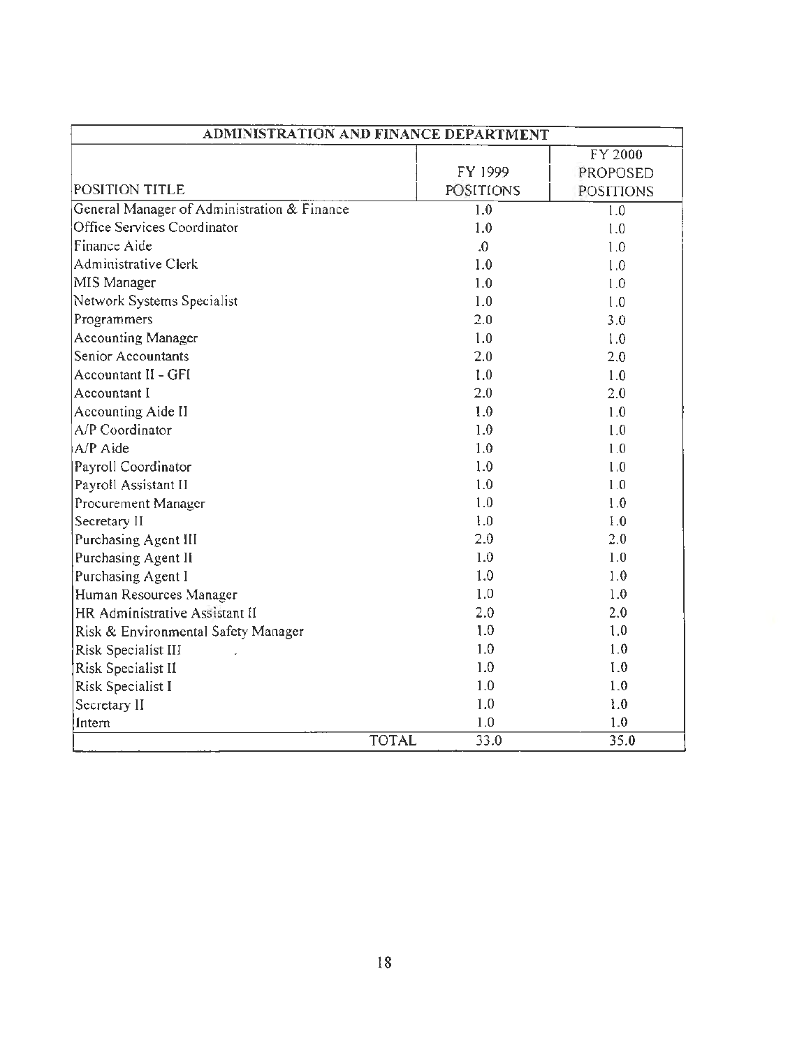| ADMINISTRATION AND FINANCE DEPARTMENT | | |
|---|---|---|
| POSITION TITLE | FY 1999 POSITIONS | FY 2000 PROPOSED POSITIONS |
| General Manager of Administration & Finance | 1.0 | 1.0 |
| Office Services Coordinator | 1.0 | 1.0 |
| Finance Aide | .0 | 1.0 |
| Administrative Clerk | 1.0 | 1.0 |
| MIS Manager | 1.0 | 1.0 |
| Network Systems Specialist | 1.0 | 1.0 |
| Programmers | 2.0 | 3.0 |
| Accounting Manager | 1.0 | 1.0 |
| Senior Accountants | 2.0 | 2.0 |
| Accountant II - GFI | 1.0 | 1.0 |
| Accountant I | 2.0 | 2.0 |
| Accounting Aide II | 1.0 | 1.0 |
| A/P Coordinator | 1.0 | 1.0 |
| A/P Aide | 1.0 | 1.0 |
| Payroll Coordinator | 1.0 | 1.0 |
| Payroll Assistant II | 1.0 | 1.0 |
| Procurement Manager | 1.0 | 1.0 |
| Secretary II | 1.0 | 1.0 |
| Purchasing Agent III | 2.0 | 2.0 |
| Purchasing Agent II | 1.0 | 1.0 |
| Purchasing Agent I | 1.0 | 1.0 |
| Human Resources Manager | 1.0 | 1.0 |
| HR Administrative Assistant II | 2.0 | 2.0 |
| Risk & Environmental Safety Manager | 1.0 | 1.0 |
| Risk Specialist III | 1.0 | 1.0 |
| Risk Specialist II | 1.0 | 1.0 |
| Risk Specialist I | 1.0 | 1.0 |
| Secretary II | 1.0 | 1.0 |
| Intern | 1.0 | 1.0 |
| TOTAL | 33.0 | 35.0 |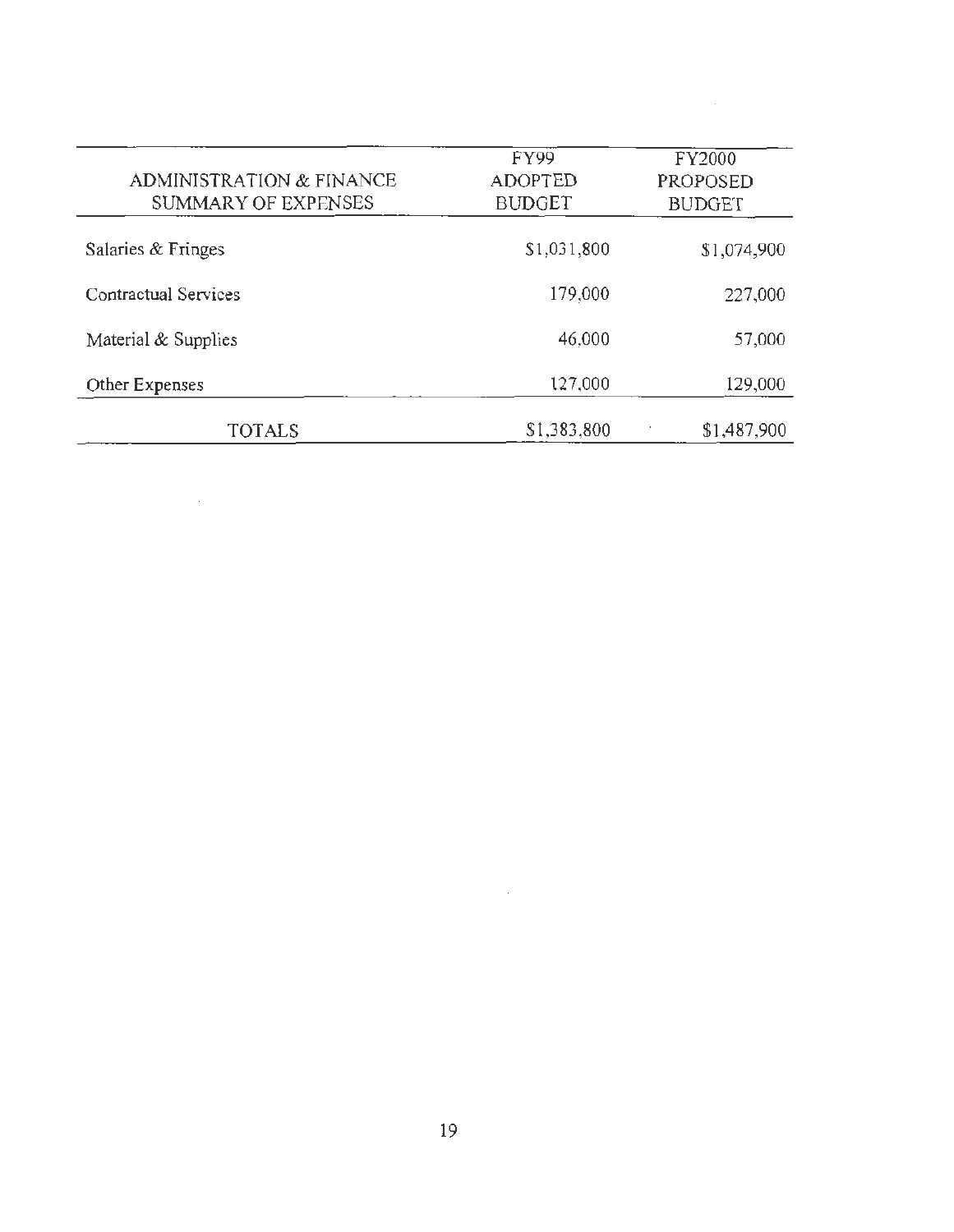| ADMINISTRATION & FINANCE SUMMARY OF EXPENSES | FY99 ADOPTED BUDGET | FY2000 PROPOSED BUDGET |
|---|---|---|
| Salaries & Fringes | $1,031,800 | $1,074,900 |
| Contractual Services | 179,000 | 227,000 |
| Material & Supplies | 46,000 | 57,000 |
| Other Expenses | 127,000 | 129,000 |
| TOTALS | $1,383,800 | $1,487,900 |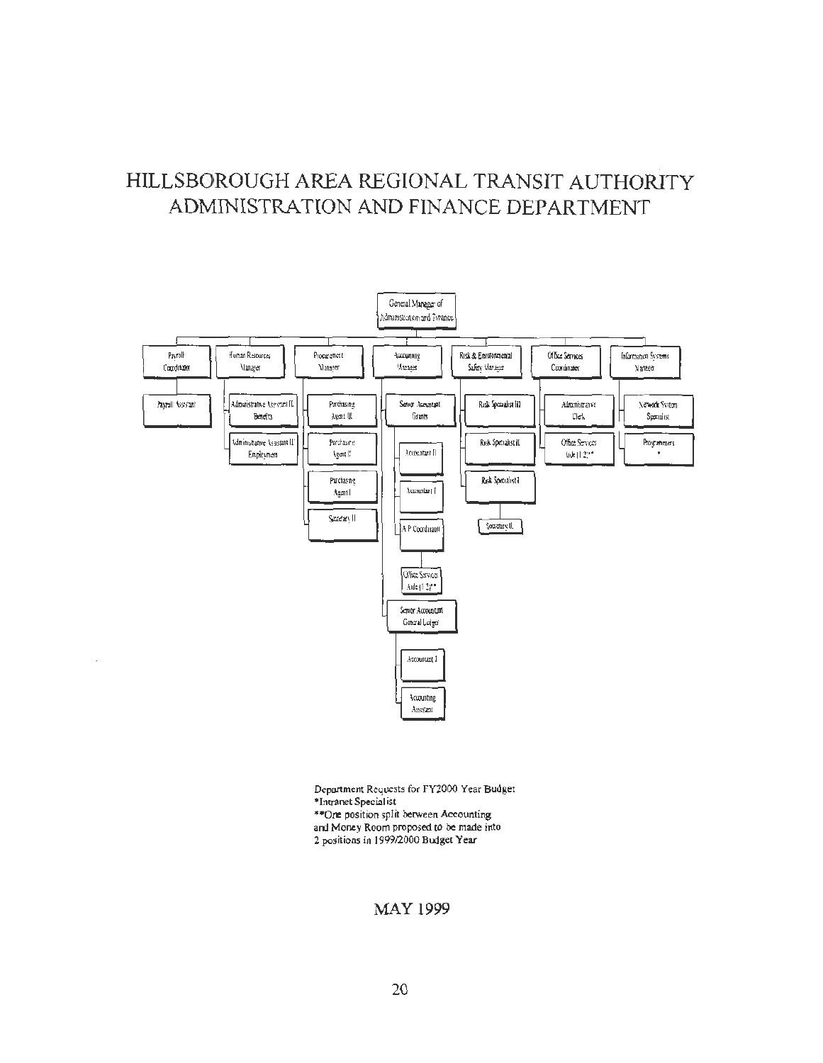# HILLSBOROUGH AREA REGIONAL TRANSIT AUTHORITY
# ADMINISTRATION AND FINANCE DEPARTMENT

- General Manager of Administration and Finance
  - Payroll Coordinator
    - Payroll Assistant
  - Human Resources Manager
    - Administrative Assistant II Benefits
    - Administrative Assistant II Employment
  - Procurement Manager
    - Purchasing Agent III
    - Purchasing Agent II
    - Purchasing Agent I
    - Secretary II
  - Accounting Manager
    - Senior Accountant Grants
      - Accountant II
      - Accountant I
      - A P Coordinator
        - Office Services Aide (1/2)**
    - Senior Accountant General Ledger
      - Accountant I
      - Accounting Assistant
  - Risk & Environmental Safety Manager
    - Risk Specialist III
    - Risk Specialist II
    - Risk Specialist I
      - Secretary II
  - Office Services Coordinator
    - Administrative Clerk
    - Office Services Aide (1/2)**
  - Information Systems Manager
    - Network System Specialist
    - Programmers *

Department Requests for FY2000 Year Budget
*Intranet Specialist
**One position split between Accounting and Money Room proposed to be made into 2 positions in 1999/2000 Budget Year

MAY 1999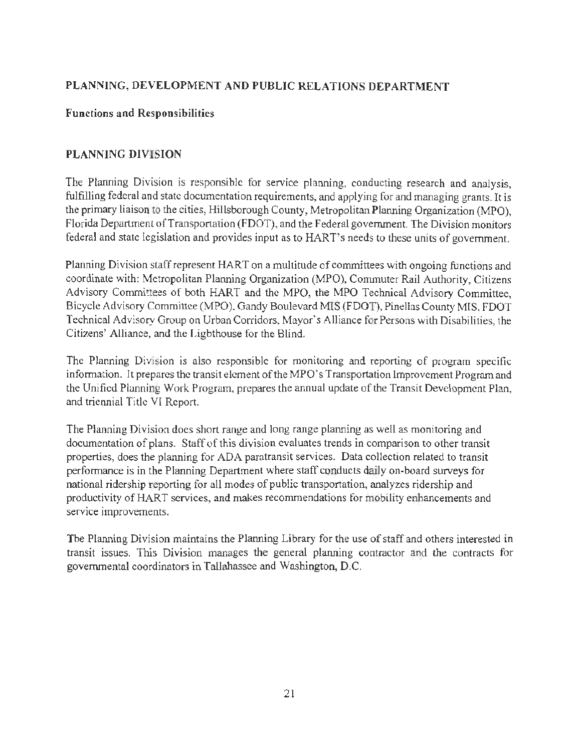## PLANNING, DEVELOPMENT AND PUBLIC RELATIONS DEPARTMENT

**Functions and Responsibilities**

### PLANNING DIVISION

The Planning Division is responsible for service planning, conducting research and analysis, fulfilling federal and state documentation requirements, and applying for and managing grants. It is the primary liaison to the cities, Hillsborough County, Metropolitan Planning Organization (MPO), Florida Department of Transportation (FDOT), and the Federal government. The Division monitors federal and state legislation and provides input as to HART's needs to these units of government.

Planning Division staff represent HART on a multitude of committees with ongoing functions and coordinate with: Metropolitan Planning Organization (MPO), Commuter Rail Authority, Citizens Advisory Committees of both HART and the MPO, the MPO Technical Advisory Committee, Bicycle Advisory Committee (MPO), Gandy Boulevard MIS (FDOT), Pinellas County MIS, FDOT Technical Advisory Group on Urban Corridors, Mayor's Alliance for Persons with Disabilities, the Citizens' Alliance, and the Lighthouse for the Blind.

The Planning Division is also responsible for monitoring and reporting of program specific information. It prepares the transit element of the MPO's Transportation Improvement Program and the Unified Planning Work Program, prepares the annual update of the Transit Development Plan, and triennial Title VI Report.

The Planning Division does short range and long range planning as well as monitoring and documentation of plans. Staff of this division evaluates trends in comparison to other transit properties, does the planning for ADA paratransit services. Data collection related to transit performance is in the Planning Department where staff conducts daily on-board surveys for national ridership reporting for all modes of public transportation, analyzes ridership and productivity of HART services, and makes recommendations for mobility enhancements and service improvements.

The Planning Division maintains the Planning Library for the use of staff and others interested in transit issues. This Division manages the general planning contractor and the contracts for governmental coordinators in Tallahassee and Washington, D.C.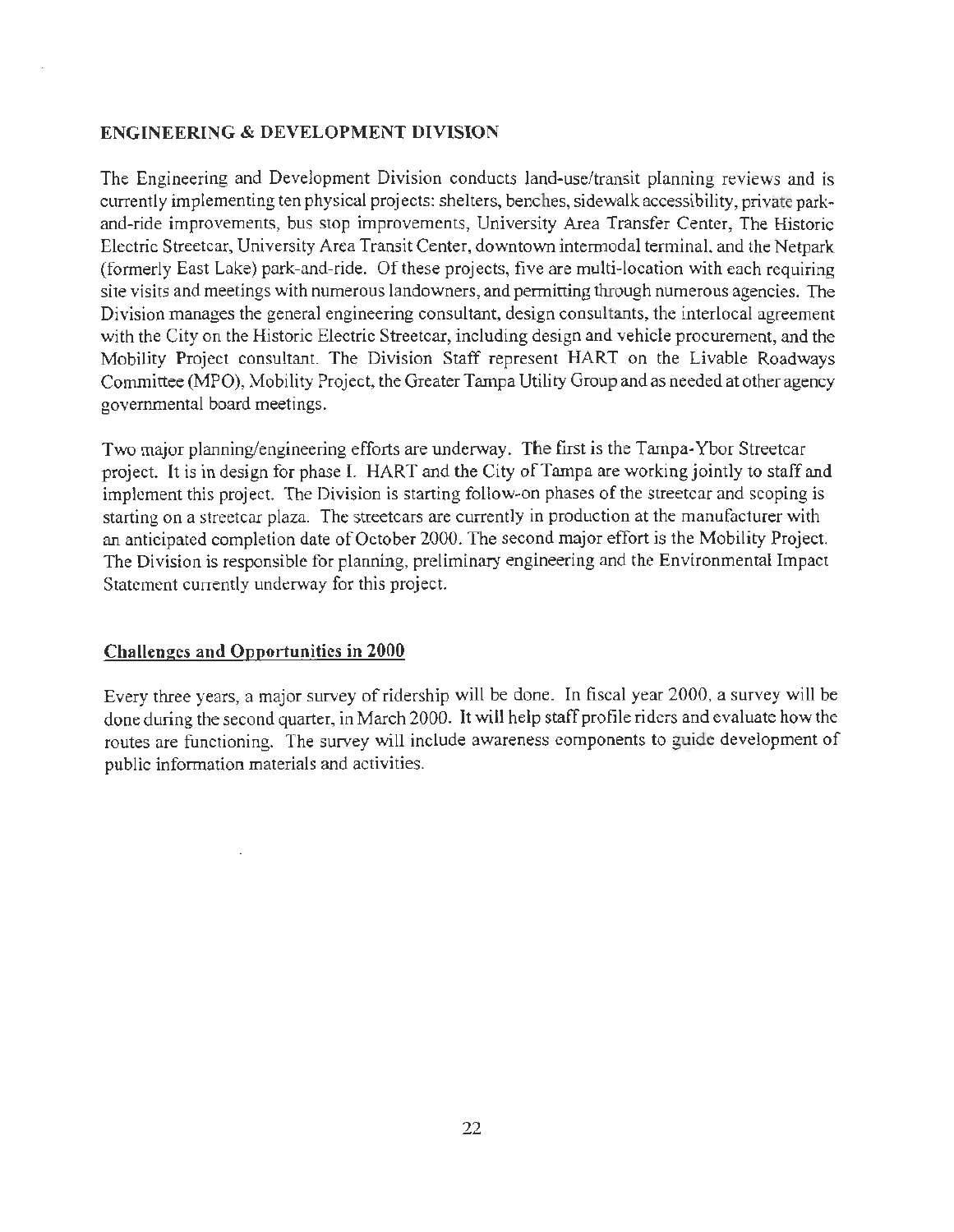## ENGINEERING & DEVELOPMENT DIVISION

The Engineering and Development Division conducts land-use/transit planning reviews and is currently implementing ten physical projects: shelters, benches, sidewalk accessibility, private park-and-ride improvements, bus stop improvements, University Area Transfer Center, The Historic Electric Streetcar, University Area Transit Center, downtown intermodal terminal, and the Netpark (formerly East Lake) park-and-ride. Of these projects, five are multi-location with each requiring site visits and meetings with numerous landowners, and permitting through numerous agencies. The Division manages the general engineering consultant, design consultants, the interlocal agreement with the City on the Historic Electric Streetcar, including design and vehicle procurement, and the Mobility Project consultant. The Division Staff represent HART on the Livable Roadways Committee (MPO), Mobility Project, the Greater Tampa Utility Group and as needed at other agency governmental board meetings.

Two major planning/engineering efforts are underway. The first is the Tampa-Ybor Streetcar project. It is in design for phase I. HART and the City of Tampa are working jointly to staff and implement this project. The Division is starting follow-on phases of the streetcar and scoping is starting on a streetcar plaza. The streetcars are currently in production at the manufacturer with an anticipated completion date of October 2000. The second major effort is the Mobility Project. The Division is responsible for planning, preliminary engineering and the Environmental Impact Statement currently underway for this project.

### Challenges and Opportunities in 2000

Every three years, a major survey of ridership will be done. In fiscal year 2000, a survey will be done during the second quarter, in March 2000. It will help staff profile riders and evaluate how the routes are functioning. The survey will include awareness components to guide development of public information materials and activities.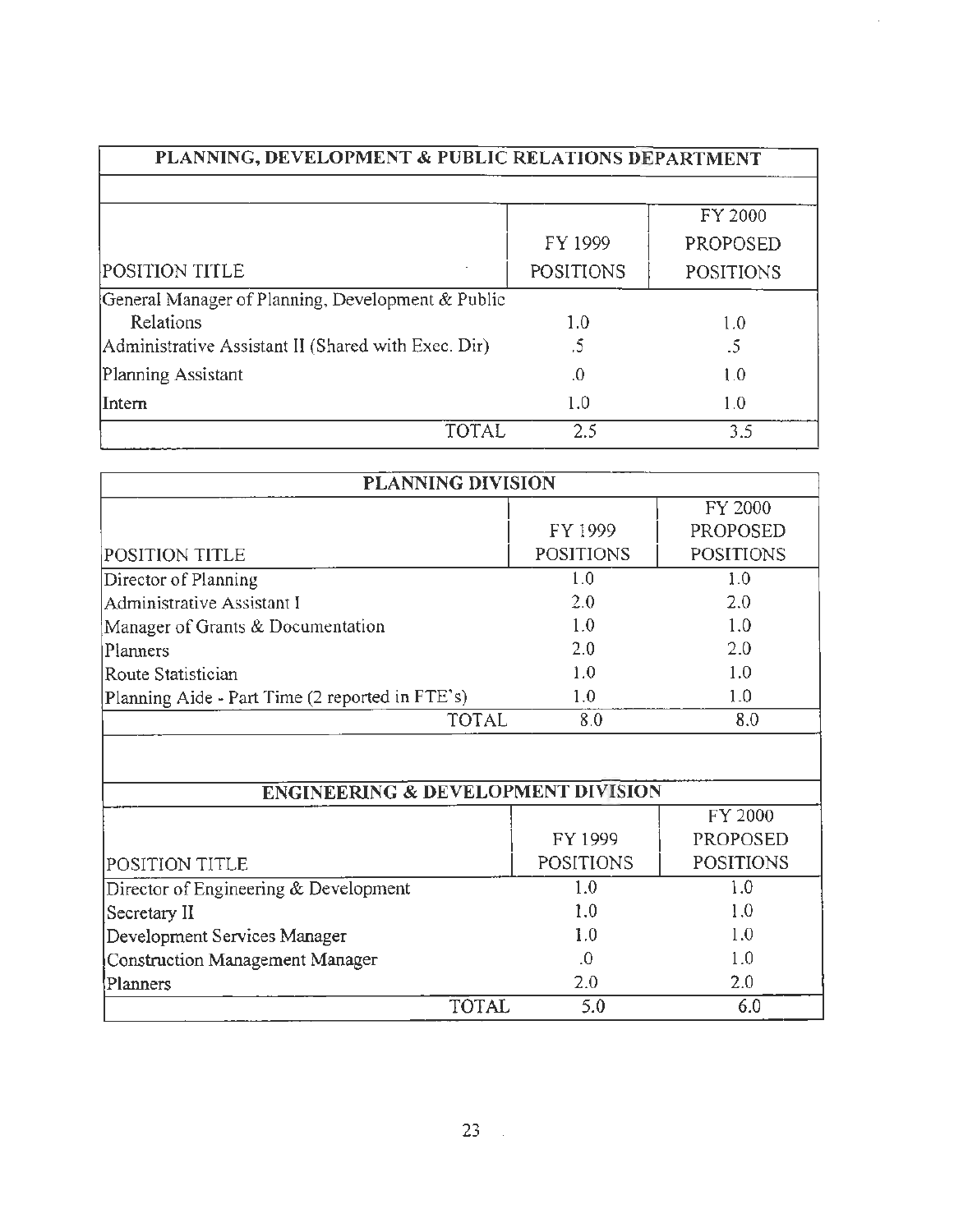| PLANNING, DEVELOPMENT & PUBLIC RELATIONS DEPARTMENT | | |
|---|---|---|
| POSITION TITLE | FY 1999 POSITIONS | FY 2000 PROPOSED POSITIONS |
| General Manager of Planning, Development & Public Relations | 1.0 | 1.0 |
| Administrative Assistant II (Shared with Exec. Dir) | .5 | .5 |
| Planning Assistant | .0 | 1.0 |
| Intern | 1.0 | 1.0 |
| TOTAL | 2.5 | 3.5 |

| PLANNING DIVISION | | |
|---|---|---|
| POSITION TITLE | FY 1999 POSITIONS | FY 2000 PROPOSED POSITIONS |
| Director of Planning | 1.0 | 1.0 |
| Administrative Assistant I | 2.0 | 2.0 |
| Manager of Grants & Documentation | 1.0 | 1.0 |
| Planners | 2.0 | 2.0 |
| Route Statistician | 1.0 | 1.0 |
| Planning Aide - Part Time (2 reported in FTE's) | 1.0 | 1.0 |
| TOTAL | 8.0 | 8.0 |

| ENGINEERING & DEVELOPMENT DIVISION | | |
|---|---|---|
| POSITION TITLE | FY 1999 POSITIONS | FY 2000 PROPOSED POSITIONS |
| Director of Engineering & Development | 1.0 | 1.0 |
| Secretary II | 1.0 | 1.0 |
| Development Services Manager | 1.0 | 1.0 |
| Construction Management Manager | .0 | 1.0 |
| Planners | 2.0 | 2.0 |
| TOTAL | 5.0 | 6.0 |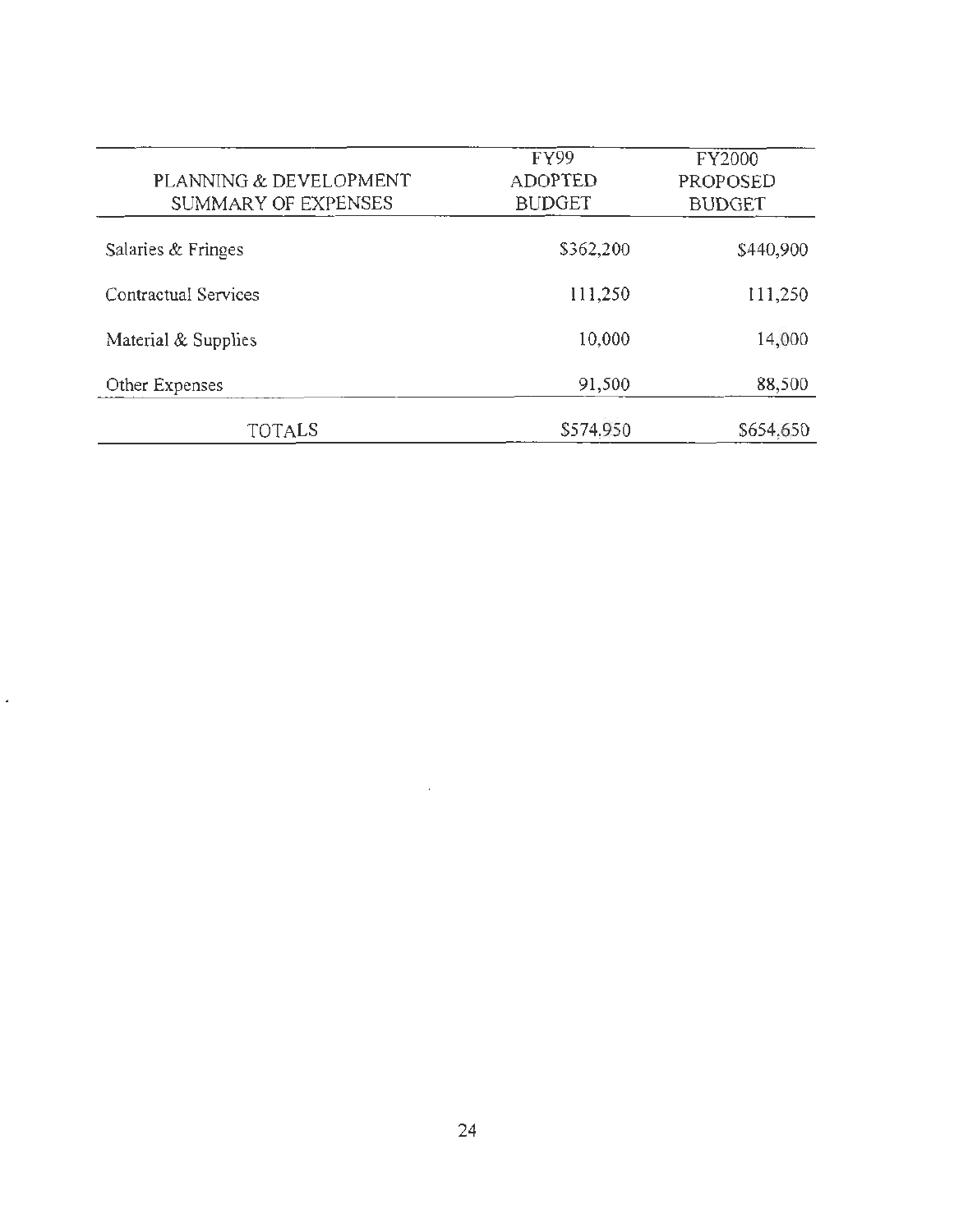| PLANNING & DEVELOPMENT SUMMARY OF EXPENSES | FY99 ADOPTED BUDGET | FY2000 PROPOSED BUDGET |
|---|---|---|
| Salaries & Fringes | $362,200 | $440,900 |
| Contractual Services | 111,250 | 111,250 |
| Material & Supplies | 10,000 | 14,000 |
| Other Expenses | 91,500 | 88,500 |
| TOTALS | $574,950 | $654,650 |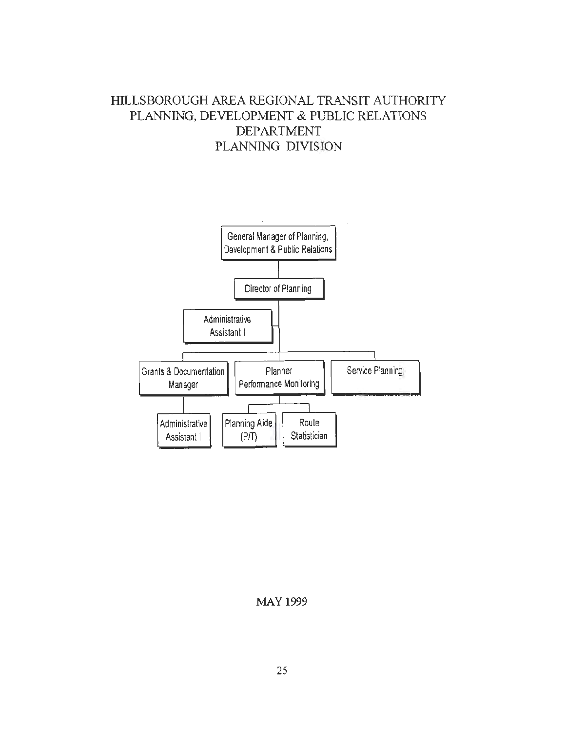# HILLSBOROUGH AREA REGIONAL TRANSIT AUTHORITY
# PLANNING, DEVELOPMENT & PUBLIC RELATIONS DEPARTMENT
# PLANNING DIVISION

- General Manager of Planning, Development & Public Relations
  - Director of Planning
    - Administrative Assistant I
    - Grants & Documentation Manager
      - Administrative Assistant I
    - Planner Performance Monitoring
      - Planning Aide (P/T)
      - Route Statistician
    - Service Planning

MAY 1999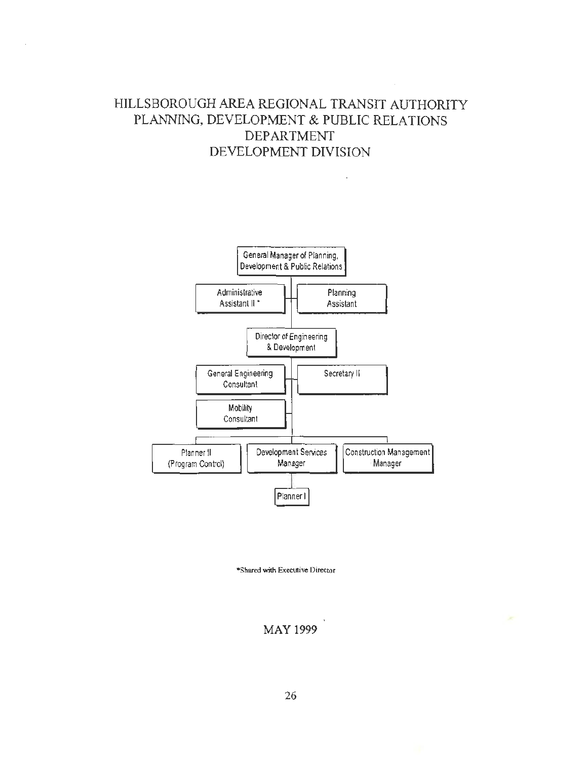# HILLSBOROUGH AREA REGIONAL TRANSIT AUTHORITY
# PLANNING, DEVELOPMENT & PUBLIC RELATIONS DEPARTMENT
# DEVELOPMENT DIVISION

- General Manager of Planning, Development & Public Relations
  - Administrative Assistant II *
  - Planning Assistant
  - Director of Engineering & Development
    - General Engineering Consultant
    - Secretary II
    - Mobility Consultant
    - Planner II (Program Control)
    - Development Services Manager
      - Planner I
    - Construction Management Manager

*Shared with Executive Director

MAY 1999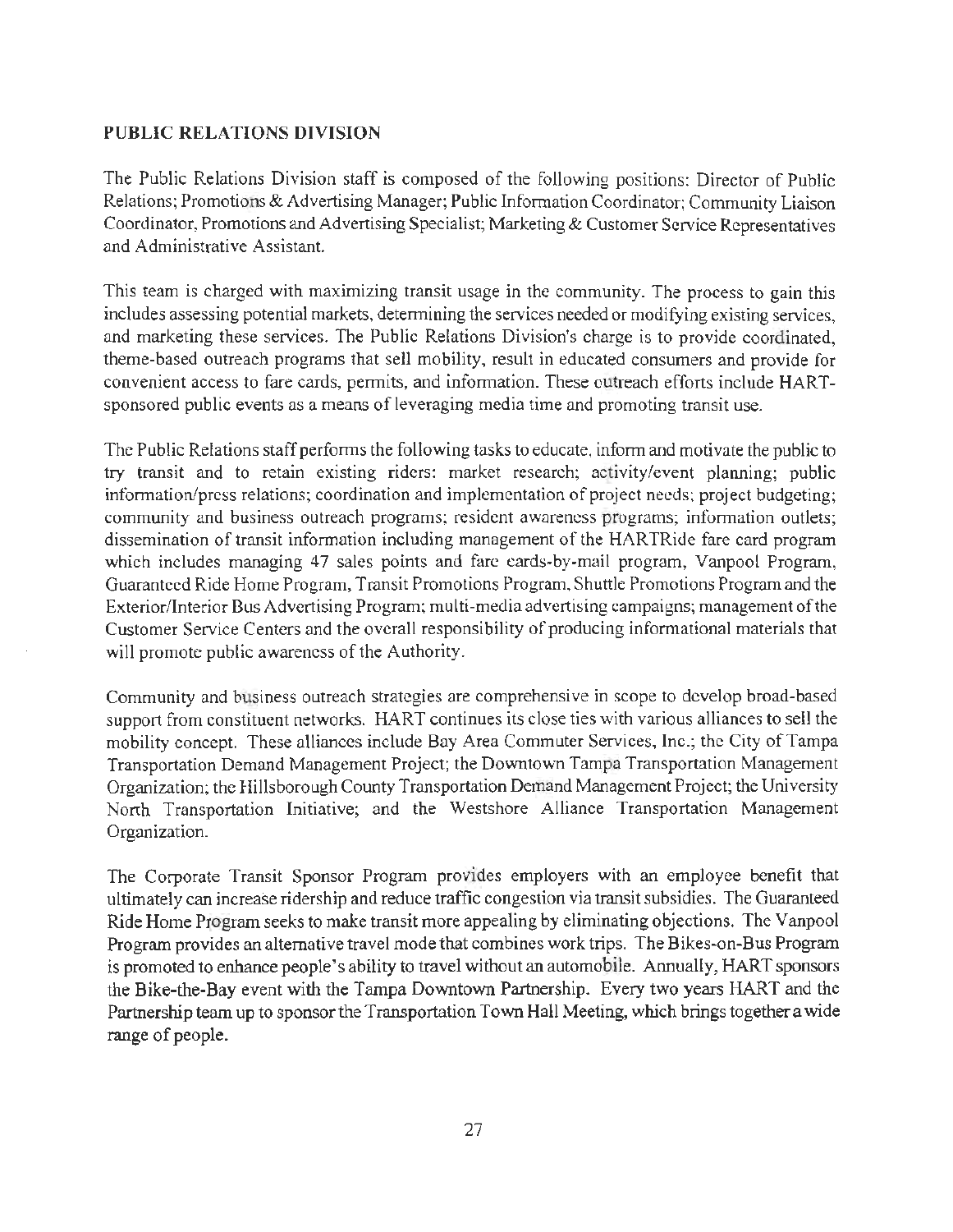## PUBLIC RELATIONS DIVISION

The Public Relations Division staff is composed of the following positions: Director of Public Relations; Promotions & Advertising Manager; Public Information Coordinator; Community Liaison Coordinator, Promotions and Advertising Specialist; Marketing & Customer Service Representatives and Administrative Assistant.

This team is charged with maximizing transit usage in the community. The process to gain this includes assessing potential markets, determining the services needed or modifying existing services, and marketing these services. The Public Relations Division's charge is to provide coordinated, theme-based outreach programs that sell mobility, result in educated consumers and provide for convenient access to fare cards, permits, and information. These outreach efforts include HART-sponsored public events as a means of leveraging media time and promoting transit use.

The Public Relations staff performs the following tasks to educate, inform and motivate the public to try transit and to retain existing riders: market research; activity/event planning; public information/press relations; coordination and implementation of project needs; project budgeting; community and business outreach programs; resident awareness programs; information outlets; dissemination of transit information including management of the HARTRide fare card program which includes managing 47 sales points and fare cards-by-mail program, Vanpool Program, Guaranteed Ride Home Program, Transit Promotions Program, Shuttle Promotions Program and the Exterior/Interior Bus Advertising Program; multi-media advertising campaigns; management of the Customer Service Centers and the overall responsibility of producing informational materials that will promote public awareness of the Authority.

Community and business outreach strategies are comprehensive in scope to develop broad-based support from constituent networks. HART continues its close ties with various alliances to sell the mobility concept. These alliances include Bay Area Commuter Services, Inc.; the City of Tampa Transportation Demand Management Project; the Downtown Tampa Transportation Management Organization; the Hillsborough County Transportation Demand Management Project; the University North Transportation Initiative; and the Westshore Alliance Transportation Management Organization.

The Corporate Transit Sponsor Program provides employers with an employee benefit that ultimately can increase ridership and reduce traffic congestion via transit subsidies. The Guaranteed Ride Home Program seeks to make transit more appealing by eliminating objections. The Vanpool Program provides an alternative travel mode that combines work trips. The Bikes-on-Bus Program is promoted to enhance people's ability to travel without an automobile. Annually, HART sponsors the Bike-the-Bay event with the Tampa Downtown Partnership. Every two years HART and the Partnership team up to sponsor the Transportation Town Hall Meeting, which brings together a wide range of people.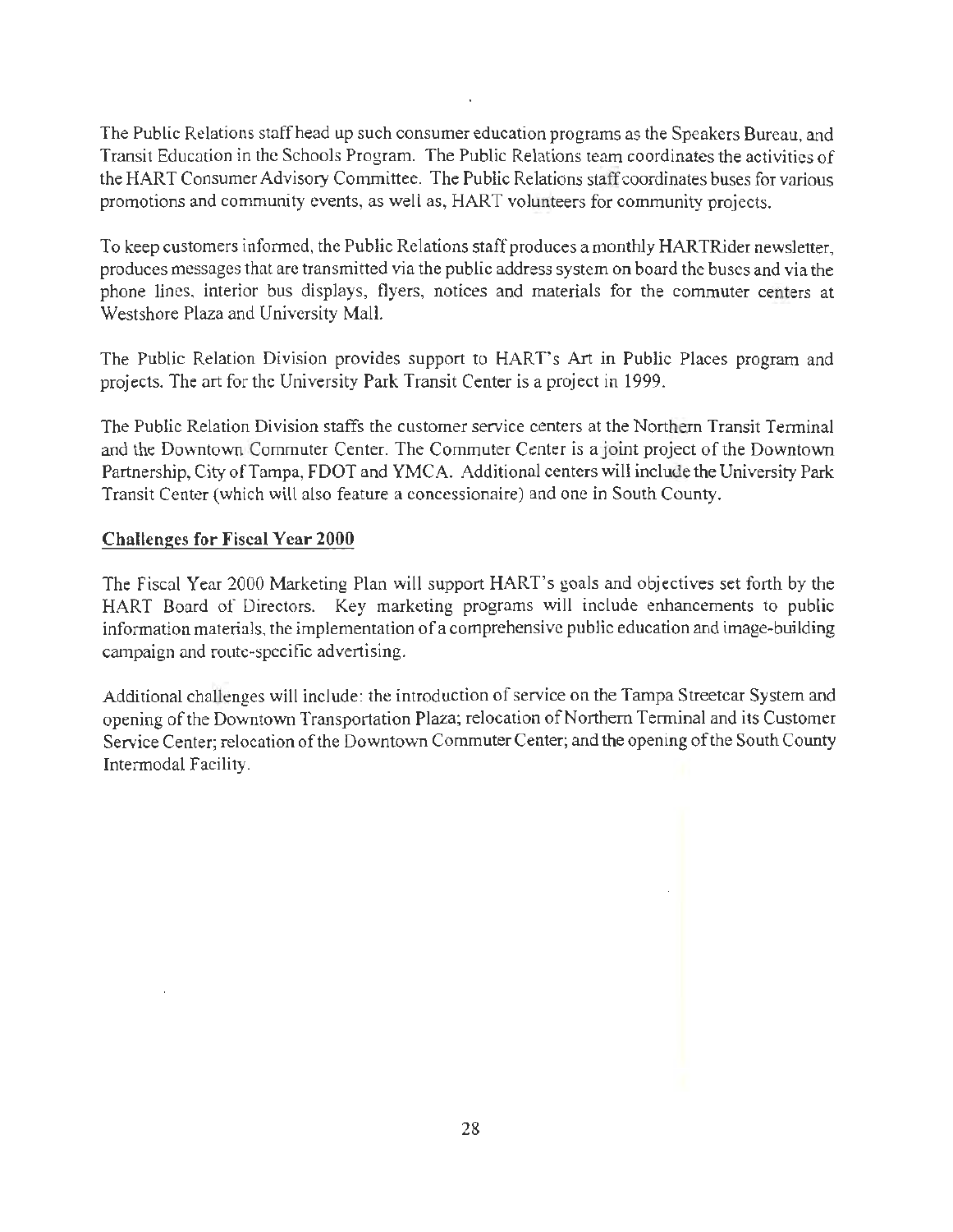The Public Relations staff head up such consumer education programs as the Speakers Bureau, and Transit Education in the Schools Program. The Public Relations team coordinates the activities of the HART Consumer Advisory Committee. The Public Relations staff coordinates buses for various promotions and community events, as well as, HART volunteers for community projects.

To keep customers informed, the Public Relations staff produces a monthly HARTRider newsletter, produces messages that are transmitted via the public address system on board the buses and via the phone lines, interior bus displays, flyers, notices and materials for the commuter centers at Westshore Plaza and University Mall.

The Public Relation Division provides support to HART's Art in Public Places program and projects. The art for the University Park Transit Center is a project in 1999.

The Public Relation Division staffs the customer service centers at the Northern Transit Terminal and the Downtown Commuter Center. The Commuter Center is a joint project of the Downtown Partnership, City of Tampa, FDOT and YMCA. Additional centers will include the University Park Transit Center (which will also feature a concessionaire) and one in South County.

**Challenges for Fiscal Year 2000**

The Fiscal Year 2000 Marketing Plan will support HART's goals and objectives set forth by the HART Board of Directors. Key marketing programs will include enhancements to public information materials, the implementation of a comprehensive public education and image-building campaign and route-specific advertising.

Additional challenges will include: the introduction of service on the Tampa Streetcar System and opening of the Downtown Transportation Plaza; relocation of Northern Terminal and its Customer Service Center; relocation of the Downtown Commuter Center; and the opening of the South County Intermodal Facility.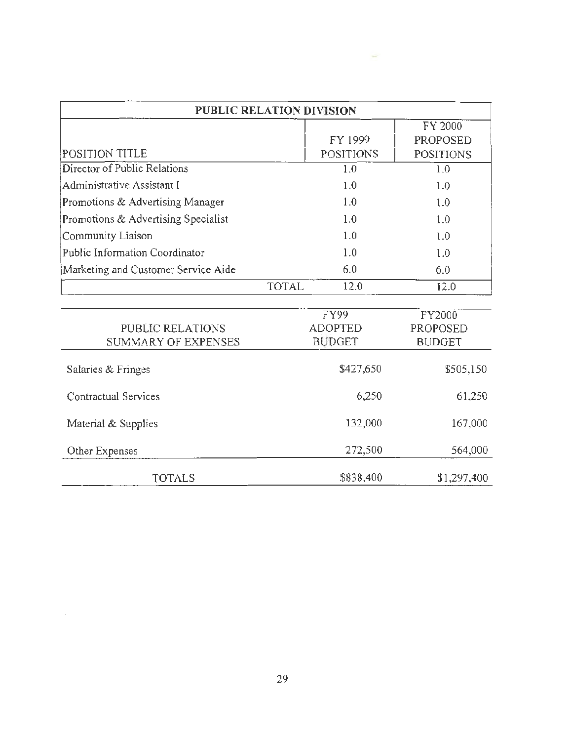| PUBLIC RELATION DIVISION | | |
|---|---|---|
| POSITION TITLE | FY 1999 POSITIONS | FY 2000 PROPOSED POSITIONS |
| Director of Public Relations | 1.0 | 1.0 |
| Administrative Assistant I | 1.0 | 1.0 |
| Promotions & Advertising Manager | 1.0 | 1.0 |
| Promotions & Advertising Specialist | 1.0 | 1.0 |
| Community Liaison | 1.0 | 1.0 |
| Public Information Coordinator | 1.0 | 1.0 |
| Marketing and Customer Service Aide | 6.0 | 6.0 |
| TOTAL | 12.0 | 12.0 |

| PUBLIC RELATIONS SUMMARY OF EXPENSES | FY99 ADOPTED BUDGET | FY2000 PROPOSED BUDGET |
|---|---|---|
| Salaries & Fringes | $427,650 | $505,150 |
| Contractual Services | 6,250 | 61,250 |
| Material & Supplies | 132,000 | 167,000 |
| Other Expenses | 272,500 | 564,000 |
| TOTALS | $838,400 | $1,297,400 |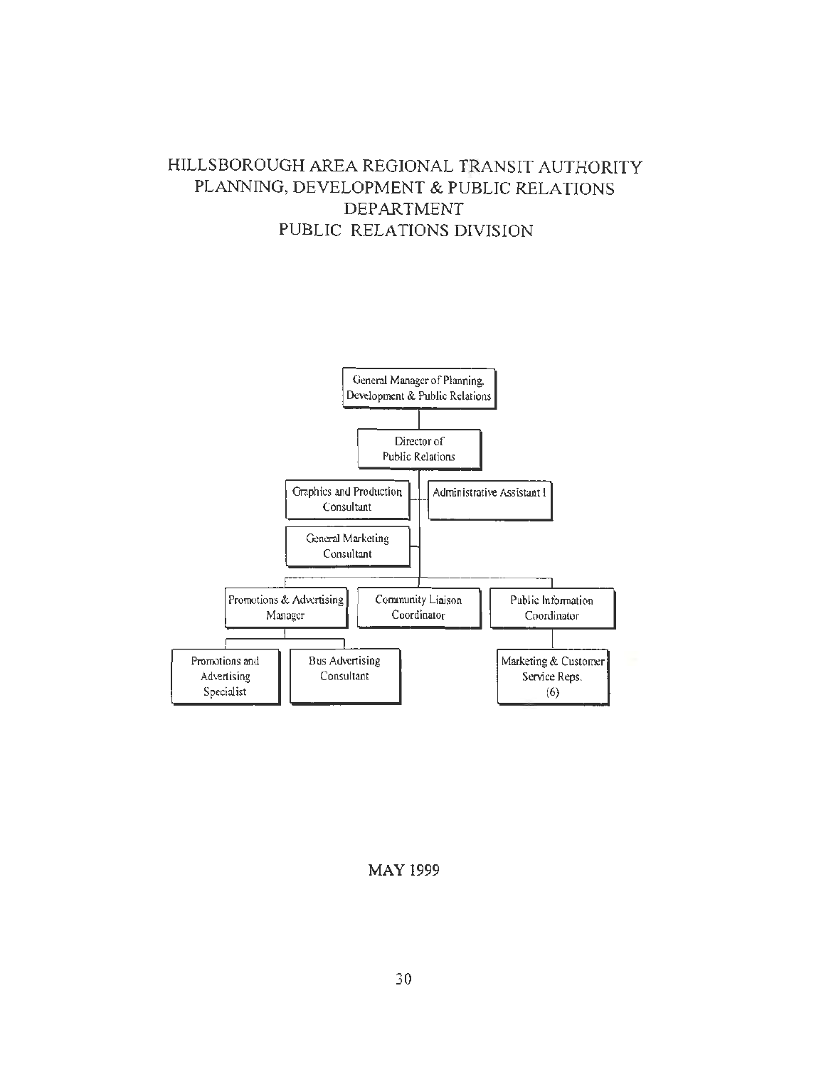# HILLSBOROUGH AREA REGIONAL TRANSIT AUTHORITY
# PLANNING, DEVELOPMENT & PUBLIC RELATIONS DEPARTMENT
# PUBLIC RELATIONS DIVISION

- General Manager of Planning, Development & Public Relations
  - Director of Public Relations
    - Graphics and Production Consultant
    - Administrative Assistant I
    - General Marketing Consultant
    - Promotions & Advertising Manager
      - Promotions and Advertising Specialist
      - Bus Advertising Consultant
    - Community Liaison Coordinator
    - Public Information Coordinator
      - Marketing & Customer Service Reps. (6)

MAY 1999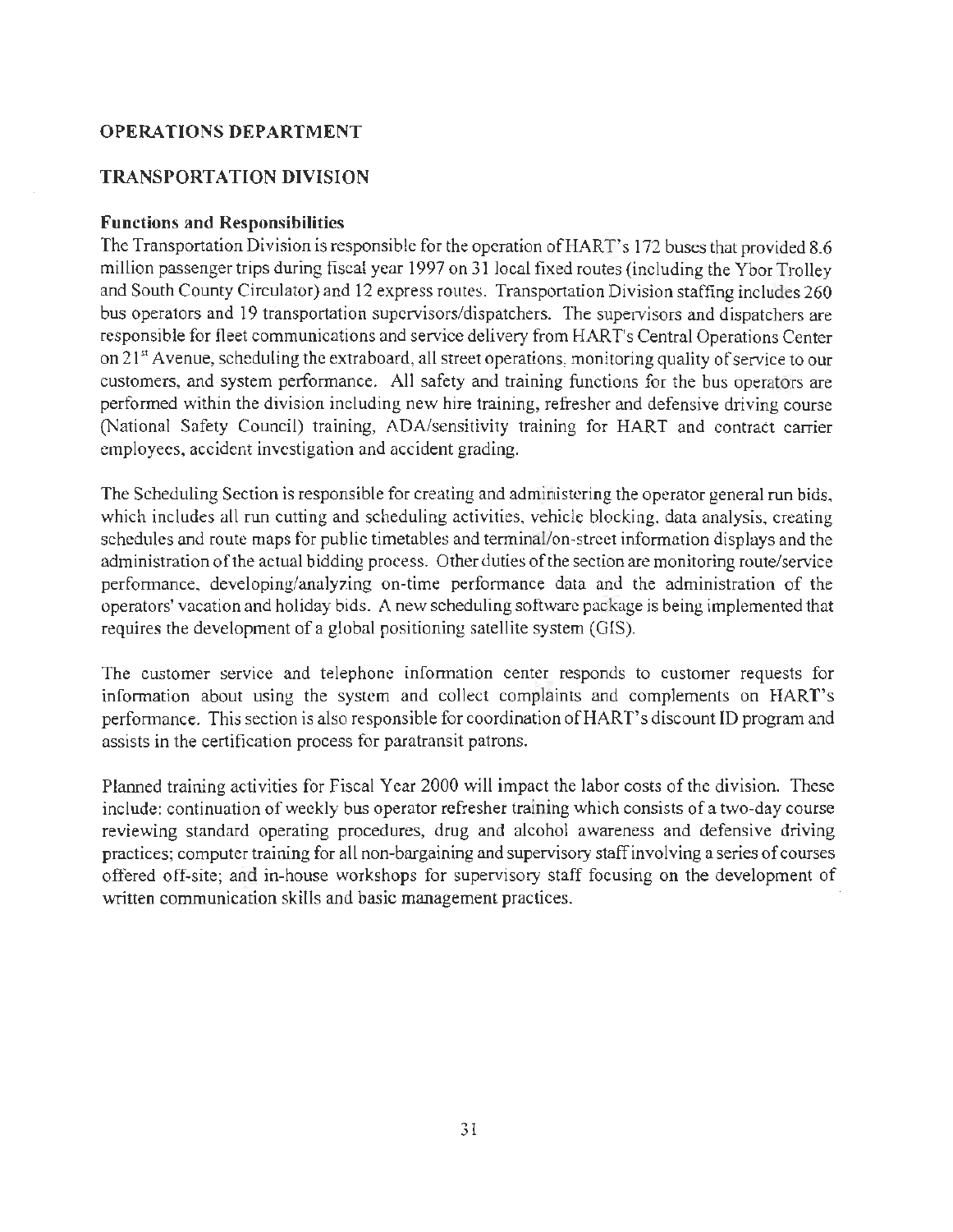## OPERATIONS DEPARTMENT

### TRANSPORTATION DIVISION

**Functions and Responsibilities**

The Transportation Division is responsible for the operation of HART's 172 buses that provided 8.6 million passenger trips during fiscal year 1997 on 31 local fixed routes (including the Ybor Trolley and South County Circulator) and 12 express routes. Transportation Division staffing includes 260 bus operators and 19 transportation supervisors/dispatchers. The supervisors and dispatchers are responsible for fleet communications and service delivery from HART's Central Operations Center on 21st Avenue, scheduling the extraboard, all street operations, monitoring quality of service to our customers, and system performance. All safety and training functions for the bus operators are performed within the division including new hire training, refresher and defensive driving course (National Safety Council) training, ADA/sensitivity training for HART and contract carrier employees, accident investigation and accident grading.

The Scheduling Section is responsible for creating and administering the operator general run bids, which includes all run cutting and scheduling activities, vehicle blocking, data analysis, creating schedules and route maps for public timetables and terminal/on-street information displays and the administration of the actual bidding process. Other duties of the section are monitoring route/service performance, developing/analyzing on-time performance data and the administration of the operators' vacation and holiday bids. A new scheduling software package is being implemented that requires the development of a global positioning satellite system (GIS).

The customer service and telephone information center responds to customer requests for information about using the system and collect complaints and complements on HART's performance. This section is also responsible for coordination of HART's discount ID program and assists in the certification process for paratransit patrons.

Planned training activities for Fiscal Year 2000 will impact the labor costs of the division. These include: continuation of weekly bus operator refresher training which consists of a two-day course reviewing standard operating procedures, drug and alcohol awareness and defensive driving practices; computer training for all non-bargaining and supervisory staff involving a series of courses offered off-site; and in-house workshops for supervisory staff focusing on the development of written communication skills and basic management practices.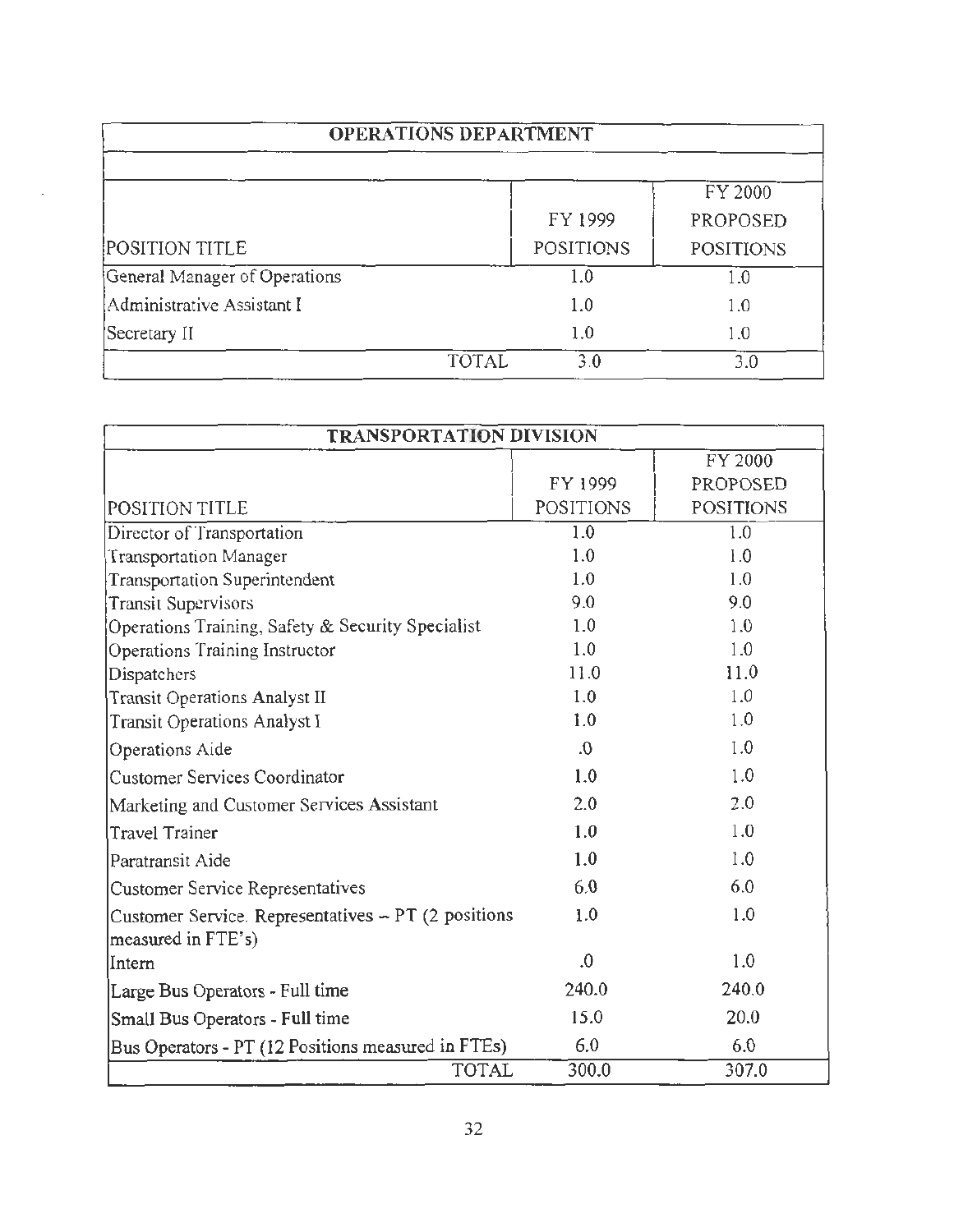| OPERATIONS DEPARTMENT | | |
|---|---|---|
| POSITION TITLE | FY 1999 POSITIONS | FY 2000 PROPOSED POSITIONS |
| General Manager of Operations | 1.0 | 1.0 |
| Administrative Assistant I | 1.0 | 1.0 |
| Secretary II | 1.0 | 1.0 |
| TOTAL | 3.0 | 3.0 |

| TRANSPORTATION DIVISION | | |
|---|---|---|
| POSITION TITLE | FY 1999 POSITIONS | FY 2000 PROPOSED POSITIONS |
| Director of Transportation | 1.0 | 1.0 |
| Transportation Manager | 1.0 | 1.0 |
| Transportation Superintendent | 1.0 | 1.0 |
| Transit Supervisors | 9.0 | 9.0 |
| Operations Training, Safety & Security Specialist | 1.0 | 1.0 |
| Operations Training Instructor | 1.0 | 1.0 |
| Dispatchers | 11.0 | 11.0 |
| Transit Operations Analyst II | 1.0 | 1.0 |
| Transit Operations Analyst I | 1.0 | 1.0 |
| Operations Aide | .0 | 1.0 |
| Customer Services Coordinator | 1.0 | 1.0 |
| Marketing and Customer Services Assistant | 2.0 | 2.0 |
| Travel Trainer | 1.0 | 1.0 |
| Paratransit Aide | 1.0 | 1.0 |
| Customer Service Representatives | 6.0 | 6.0 |
| Customer Service. Representatives – PT (2 positions measured in FTE's) | 1.0 | 1.0 |
| Intern | .0 | 1.0 |
| Large Bus Operators - Full time | 240.0 | 240.0 |
| Small Bus Operators - Full time | 15.0 | 20.0 |
| Bus Operators - PT (12 Positions measured in FTEs) | 6.0 | 6.0 |
| TOTAL | 300.0 | 307.0 |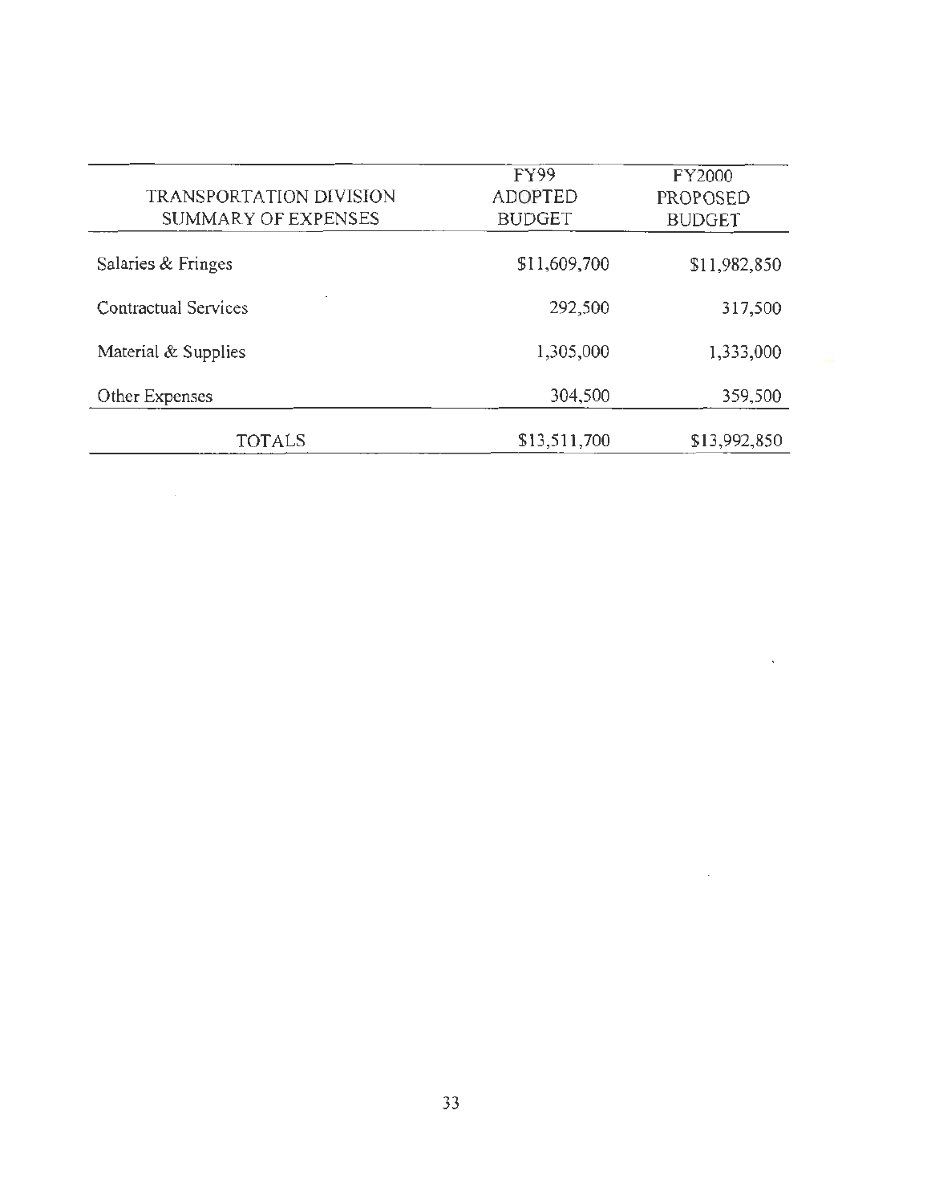| TRANSPORTATION DIVISION SUMMARY OF EXPENSES | FY99 ADOPTED BUDGET | FY2000 PROPOSED BUDGET |
|---|---|---|
| Salaries & Fringes | $11,609,700 | $11,982,850 |
| Contractual Services | 292,500 | 317,500 |
| Material & Supplies | 1,305,000 | 1,333,000 |
| Other Expenses | 304,500 | 359,500 |
| TOTALS | $13,511,700 | $13,992,850 |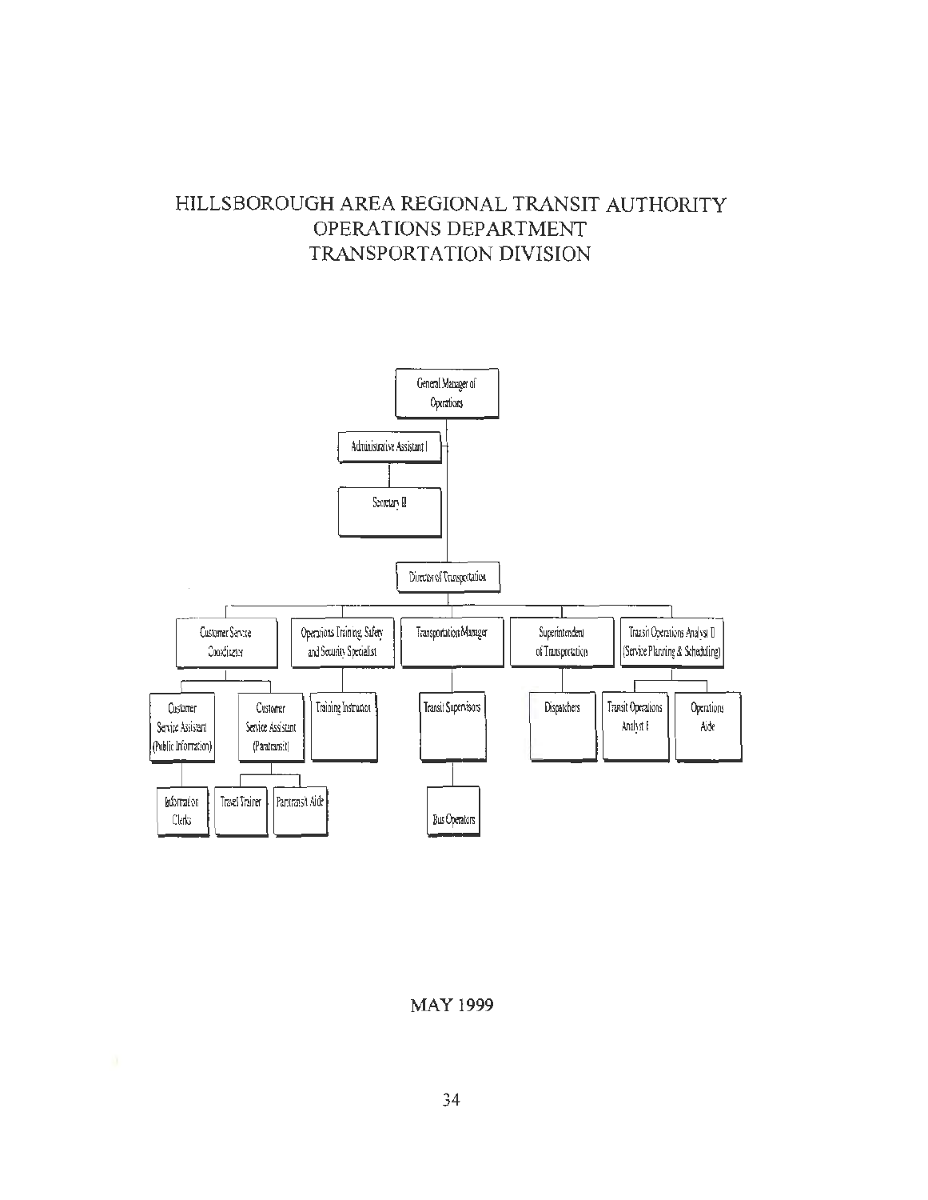# HILLSBOROUGH AREA REGIONAL TRANSIT AUTHORITY
## OPERATIONS DEPARTMENT
## TRANSPORTATION DIVISION

- General Manager of Operations
  - Administrative Assistant I
    - Secretary II
  - Director of Transportation
    - Customer Service Coordinator
      - Customer Service Assistant (Public Information)
        - Information Clerks
      - Customer Service Assistant (Paratransit)
        - Travel Trainer
        - Paratransit Aide
    - Operations Training, Safety and Security Specialist
      - Training Instructor
    - Transportation Manager
      - Transit Supervisors
        - Bus Operators
    - Superintendent of Transportation
      - Dispatchers
    - Transit Operations Analyst II (Service Planning & Scheduling)
      - Transit Operations Analyst I
      - Operations Aide

MAY 1999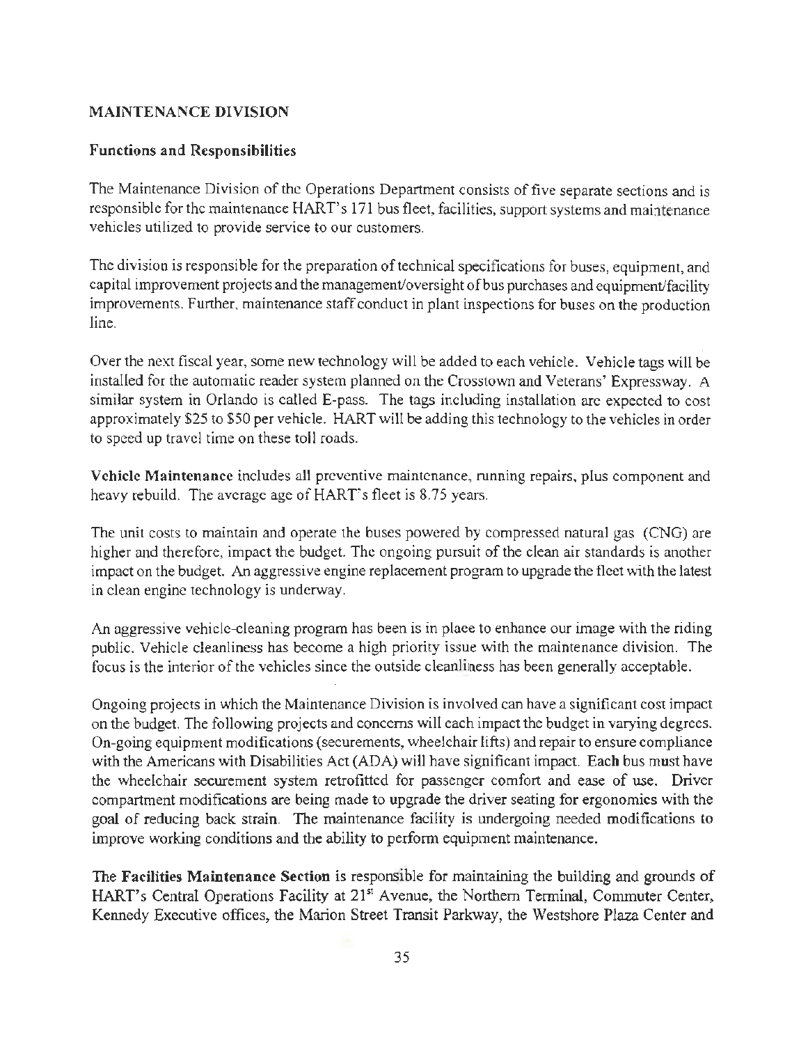## MAINTENANCE DIVISION

### Functions and Responsibilities

The Maintenance Division of the Operations Department consists of five separate sections and is responsible for the maintenance HART's 171 bus fleet, facilities, support systems and maintenance vehicles utilized to provide service to our customers.

The division is responsible for the preparation of technical specifications for buses, equipment, and capital improvement projects and the management/oversight of bus purchases and equipment/facility improvements. Further, maintenance staff conduct in plant inspections for buses on the production line.

Over the next fiscal year, some new technology will be added to each vehicle. Vehicle tags will be installed for the automatic reader system planned on the Crosstown and Veterans' Expressway. A similar system in Orlando is called E-pass. The tags including installation are expected to cost approximately $25 to $50 per vehicle. HART will be adding this technology to the vehicles in order to speed up travel time on these toll roads.

**Vehicle Maintenance** includes all preventive maintenance, running repairs, plus component and heavy rebuild. The average age of HART's fleet is 8.75 years.

The unit costs to maintain and operate the buses powered by compressed natural gas (CNG) are higher and therefore, impact the budget. The ongoing pursuit of the clean air standards is another impact on the budget. An aggressive engine replacement program to upgrade the fleet with the latest in clean engine technology is underway.

An aggressive vehicle-cleaning program has been is in place to enhance our image with the riding public. Vehicle cleanliness has become a high priority issue with the maintenance division. The focus is the interior of the vehicles since the outside cleanliness has been generally acceptable.

Ongoing projects in which the Maintenance Division is involved can have a significant cost impact on the budget. The following projects and concerns will each impact the budget in varying degrees. On-going equipment modifications (securements, wheelchair lifts) and repair to ensure compliance with the Americans with Disabilities Act (ADA) will have significant impact. Each bus must have the wheelchair securement system retrofitted for passenger comfort and ease of use. Driver compartment modifications are being made to upgrade the driver seating for ergonomics with the goal of reducing back strain. The maintenance facility is undergoing needed modifications to improve working conditions and the ability to perform equipment maintenance.

The **Facilities Maintenance Section** is responsible for maintaining the building and grounds of HART's Central Operations Facility at 21st Avenue, the Northern Terminal, Commuter Center, Kennedy Executive offices, the Marion Street Transit Parkway, the Westshore Plaza Center and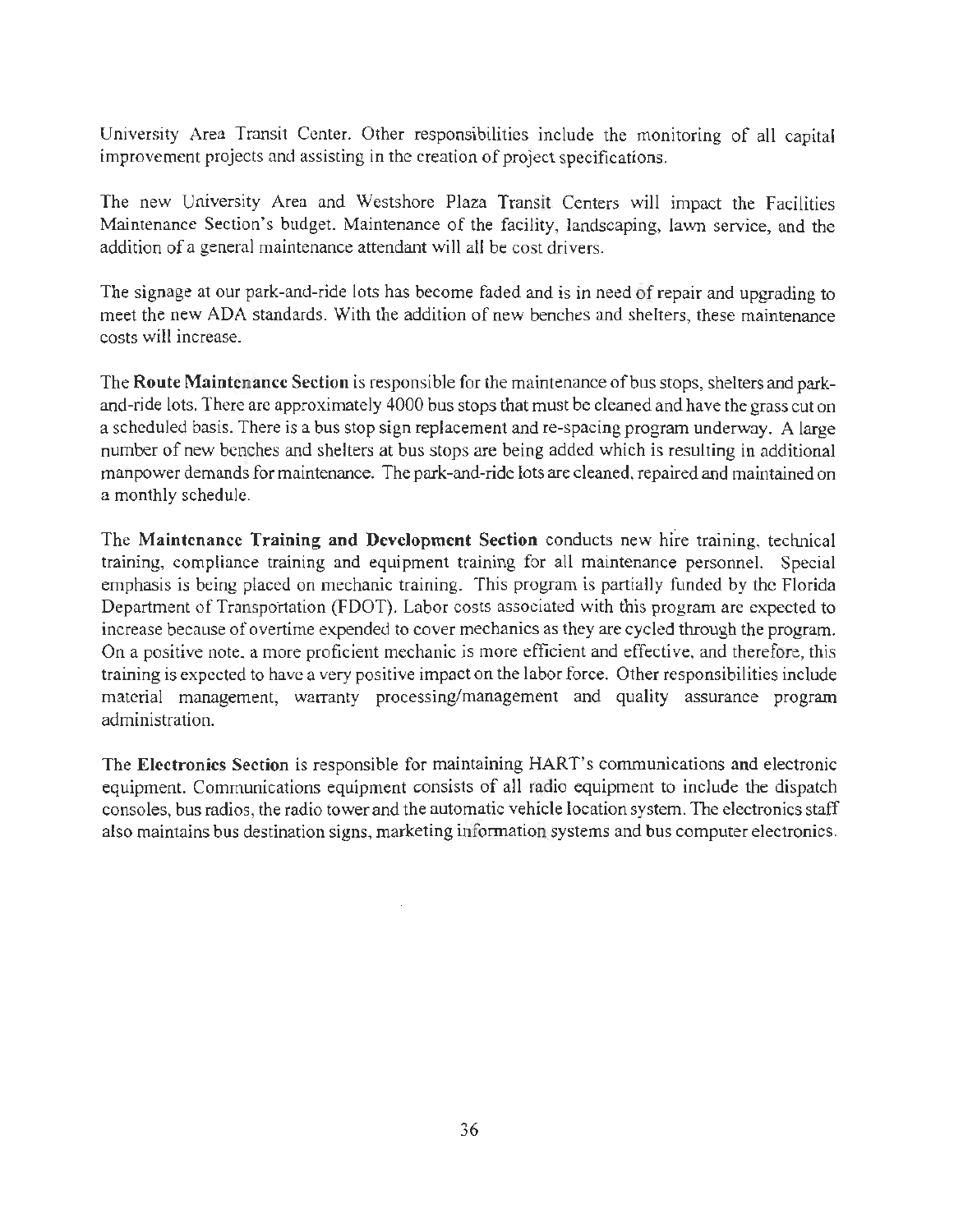University Area Transit Center. Other responsibilities include the monitoring of all capital improvement projects and assisting in the creation of project specifications.

The new University Area and Westshore Plaza Transit Centers will impact the Facilities Maintenance Section's budget. Maintenance of the facility, landscaping, lawn service, and the addition of a general maintenance attendant will all be cost drivers.

The signage at our park-and-ride lots has become faded and is in need of repair and upgrading to meet the new ADA standards. With the addition of new benches and shelters, these maintenance costs will increase.

The **Route Maintenance Section** is responsible for the maintenance of bus stops, shelters and park-and-ride lots. There are approximately 4000 bus stops that must be cleaned and have the grass cut on a scheduled basis. There is a bus stop sign replacement and re-spacing program underway. A large number of new benches and shelters at bus stops are being added which is resulting in additional manpower demands for maintenance. The park-and-ride lots are cleaned, repaired and maintained on a monthly schedule.

The **Maintenance Training and Development Section** conducts new hire training, technical training, compliance training and equipment training for all maintenance personnel. Special emphasis is being placed on mechanic training. This program is partially funded by the Florida Department of Transportation (FDOT). Labor costs associated with this program are expected to increase because of overtime expended to cover mechanics as they are cycled through the program. On a positive note, a more proficient mechanic is more efficient and effective, and therefore, this training is expected to have a very positive impact on the labor force. Other responsibilities include material management, warranty processing/management and quality assurance program administration.

The **Electronics Section** is responsible for maintaining HART's communications and electronic equipment. Communications equipment consists of all radio equipment to include the dispatch consoles, bus radios, the radio tower and the automatic vehicle location system. The electronics staff also maintains bus destination signs, marketing information systems and bus computer electronics.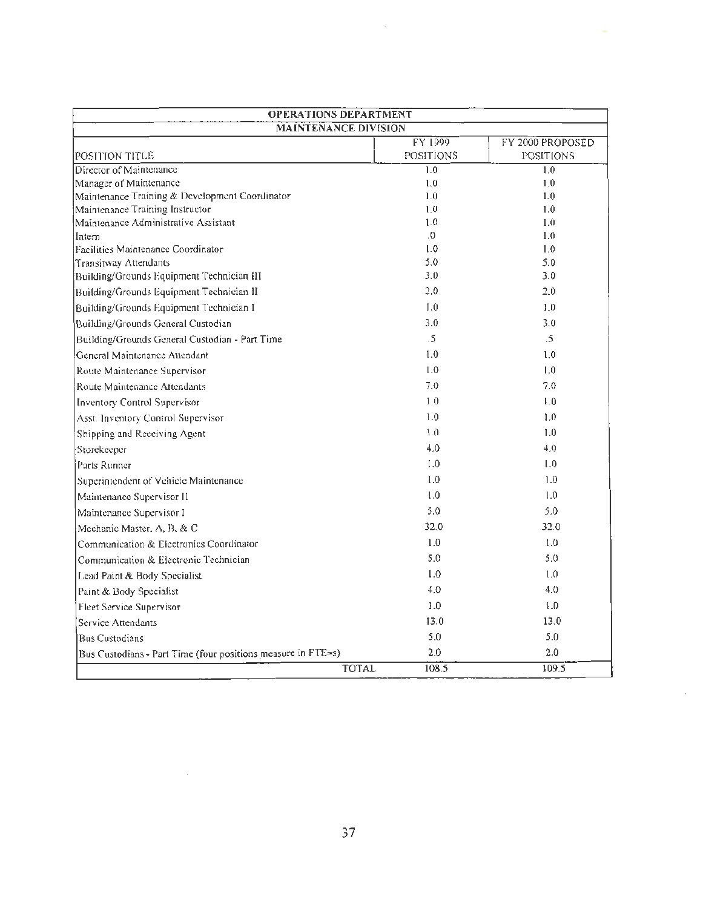| OPERATIONS DEPARTMENT | | |
|---|---|---|
| MAINTENANCE DIVISION | | |
| POSITION TITLE | FY 1999 POSITIONS | FY 2000 PROPOSED POSITIONS |
| Director of Maintenance | 1.0 | 1.0 |
| Manager of Maintenance | 1.0 | 1.0 |
| Maintenance Training & Development Coordinator | 1.0 | 1.0 |
| Maintenance Training Instructor | 1.0 | 1.0 |
| Maintenance Administrative Assistant | 1.0 | 1.0 |
| Intern | .0 | 1.0 |
| Facilities Maintenance Coordinator | 1.0 | 1.0 |
| Transitway Attendants | 5.0 | 5.0 |
| Building/Grounds Equipment Technician III | 3.0 | 3.0 |
| Building/Grounds Equipment Technician II | 2.0 | 2.0 |
| Building/Grounds Equipment Technician I | 1.0 | 1.0 |
| Building/Grounds General Custodian | 3.0 | 3.0 |
| Building/Grounds General Custodian - Part Time | .5 | .5 |
| General Maintenance Attendant | 1.0 | 1.0 |
| Route Maintenance Supervisor | 1.0 | 1.0 |
| Route Maintenance Attendants | 7.0 | 7.0 |
| Inventory Control Supervisor | 1.0 | 1.0 |
| Asst. Inventory Control Supervisor | 1.0 | 1.0 |
| Shipping and Receiving Agent | 1.0 | 1.0 |
| Storekeeper | 4.0 | 4.0 |
| Parts Runner | 1.0 | 1.0 |
| Superintendent of Vehicle Maintenance | 1.0 | 1.0 |
| Maintenance Supervisor II | 1.0 | 1.0 |
| Maintenance Supervisor I | 5.0 | 5.0 |
| Mechanic Master, A, B, & C | 32.0 | 32.0 |
| Communication & Electronics Coordinator | 1.0 | 1.0 |
| Communication & Electronic Technician | 5.0 | 5.0 |
| Lead Paint & Body Specialist | 1.0 | 1.0 |
| Paint & Body Specialist | 4.0 | 4.0 |
| Fleet Service Supervisor | 1.0 | 1.0 |
| Service Attendants | 13.0 | 13.0 |
| Bus Custodians | 5.0 | 5.0 |
| Bus Custodians - Part Time (four positions measure in FTE=s) | 2.0 | 2.0 |
| TOTAL | 108.5 | 109.5 |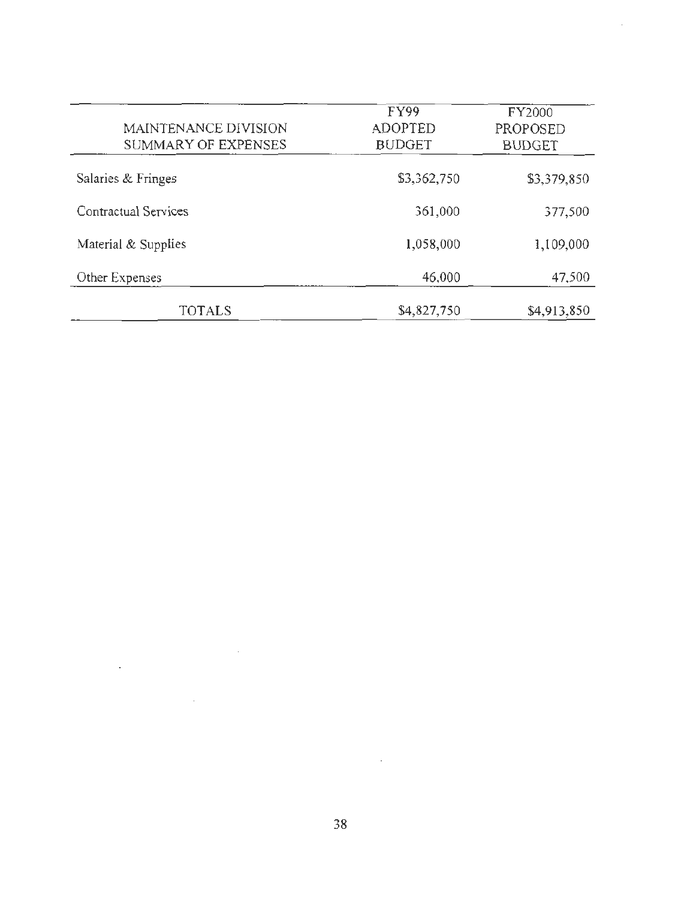| MAINTENANCE DIVISION SUMMARY OF EXPENSES | FY99 ADOPTED BUDGET | FY2000 PROPOSED BUDGET |
|---|---|---|
| Salaries & Fringes | $3,362,750 | $3,379,850 |
| Contractual Services | 361,000 | 377,500 |
| Material & Supplies | 1,058,000 | 1,109,000 |
| Other Expenses | 46,000 | 47,500 |
| TOTALS | $4,827,750 | $4,913,850 |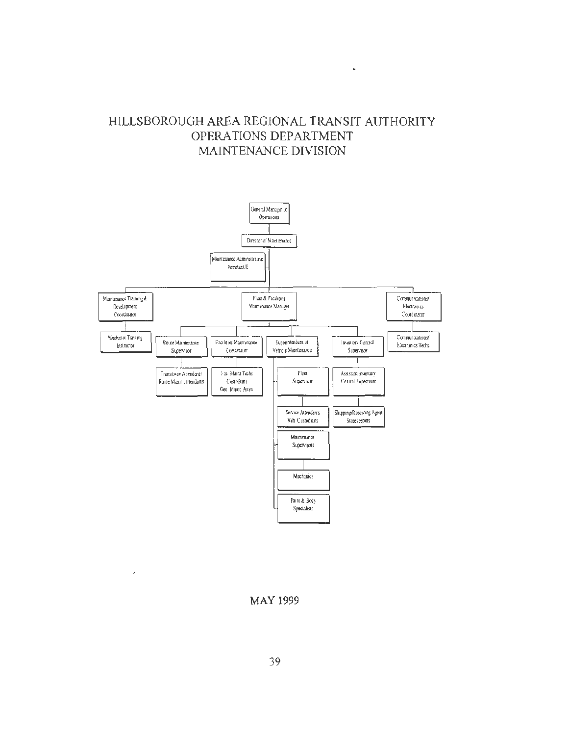# HILLSBOROUGH AREA REGIONAL TRANSIT AUTHORITY
## OPERATIONS DEPARTMENT
## MAINTENANCE DIVISION

- General Manager of Operations
  - Director of Maintenance
    - Maintenance Administrative Assistant II
    - Maintenance Training & Development Coordinator
      - Mechanic Training Instructor
    - Fleet & Facilities Maintenance Manager
      - Route Maintenance Supervisor
        - Transitway Attendants
        - Route Maint. Attendants
      - Facilities Maintenance Coordinator
        - Fac. Maint Techs
        - Custodians
        - Gen. Maint. Attn.
      - Superintendent of Vehicle Maintenance
        - Fleet Supervisor
          - Service Attendants
          - Veh. Custodians
        - Maintenance Supervisors
          - Mechanics
        - Paint & Body Specialists
      - Inventory Control Supervisor
        - Assistant Inventory Control Supervisor
          - Shipping/Receiving Agent
          - Storekeepers
    - Communications/ Electronics Coordinator
      - Communications/ Electronics Techs

MAY 1999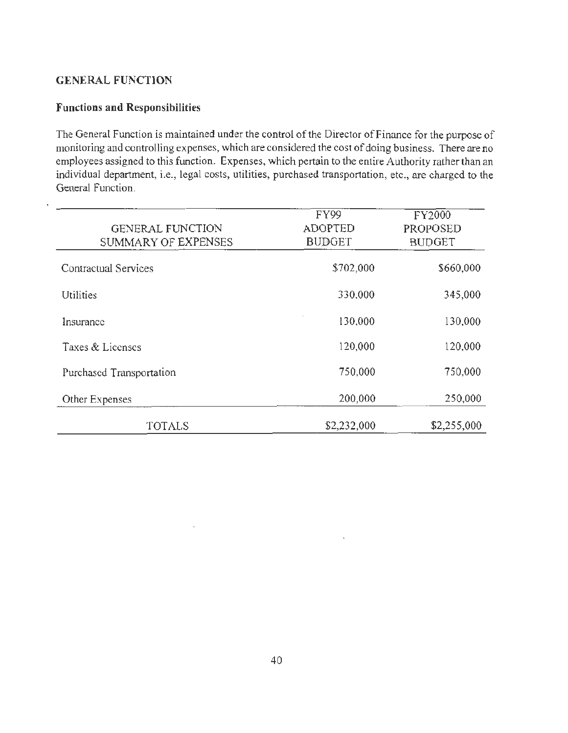## GENERAL FUNCTION

### Functions and Responsibilities

The General Function is maintained under the control of the Director of Finance for the purpose of monitoring and controlling expenses, which are considered the cost of doing business. There are no employees assigned to this function. Expenses, which pertain to the entire Authority rather than an individual department, i.e., legal costs, utilities, purchased transportation, etc., are charged to the General Function.

| GENERAL FUNCTION SUMMARY OF EXPENSES | FY99 ADOPTED BUDGET | FY2000 PROPOSED BUDGET |
|---|---|---|
| Contractual Services | $702,000 | $660,000 |
| Utilities | 330,000 | 345,000 |
| Insurance | 130,000 | 130,000 |
| Taxes & Licenses | 120,000 | 120,000 |
| Purchased Transportation | 750,000 | 750,000 |
| Other Expenses | 200,000 | 250,000 |
| TOTALS | $2,232,000 | $2,255,000 |